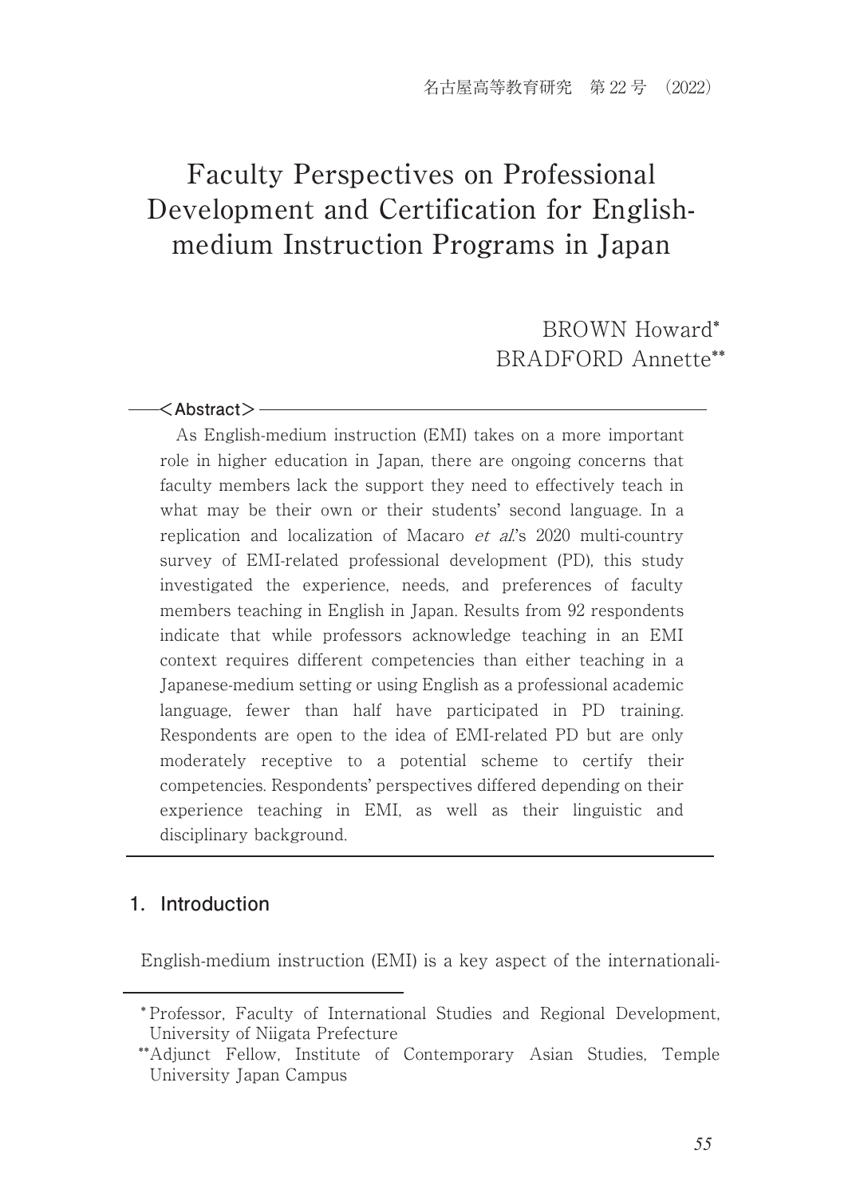# Faculty Perspectives on Professional Development and Certification for English-medium Instruction Programs in Japan

BROWN Howard*
BRADFORD Annette**

**<Abstract>**

As English-medium instruction (EMI) takes on a more important role in higher education in Japan, there are ongoing concerns that faculty members lack the support they need to effectively teach in what may be their own or their students' second language. In a replication and localization of Macaro *et al.*'s 2020 multi-country survey of EMI-related professional development (PD), this study investigated the experience, needs, and preferences of faculty members teaching in English in Japan. Results from 92 respondents indicate that while professors acknowledge teaching in an EMI context requires different competencies than either teaching in a Japanese-medium setting or using English as a professional academic language, fewer than half have participated in PD training. Respondents are open to the idea of EMI-related PD but are only moderately receptive to a potential scheme to certify their competencies. Respondents' perspectives differed depending on their experience teaching in EMI, as well as their linguistic and disciplinary background.

## 1. Introduction

English-medium instruction (EMI) is a key aspect of the internationali-

* Professor, Faculty of International Studies and Regional Development, University of Niigata Prefecture

** Adjunct Fellow, Institute of Contemporary Asian Studies, Temple University Japan Campus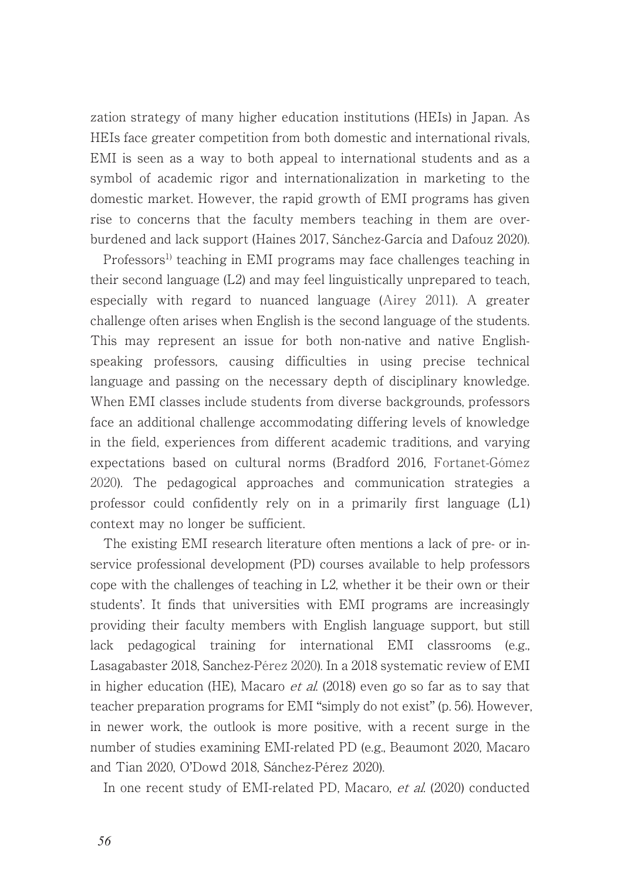zation strategy of many higher education institutions (HEIs) in Japan. As HEIs face greater competition from both domestic and international rivals, EMI is seen as a way to both appeal to international students and as a symbol of academic rigor and internationalization in marketing to the domestic market. However, the rapid growth of EMI programs has given rise to concerns that the faculty members teaching in them are overburdened and lack support (Haines 2017, Sánchez-García and Dafouz 2020).

Professors[1)] teaching in EMI programs may face challenges teaching in their second language (L2) and may feel linguistically unprepared to teach, especially with regard to nuanced language (Airey 2011). A greater challenge often arises when English is the second language of the students. This may represent an issue for both non-native and native English-speaking professors, causing difficulties in using precise technical language and passing on the necessary depth of disciplinary knowledge. When EMI classes include students from diverse backgrounds, professors face an additional challenge accommodating differing levels of knowledge in the field, experiences from different academic traditions, and varying expectations based on cultural norms (Bradford 2016, Fortanet-Gómez 2020). The pedagogical approaches and communication strategies a professor could confidently rely on in a primarily first language (L1) context may no longer be sufficient.

The existing EMI research literature often mentions a lack of pre- or in-service professional development (PD) courses available to help professors cope with the challenges of teaching in L2, whether it be their own or their students'. It finds that universities with EMI programs are increasingly providing their faculty members with English language support, but still lack pedagogical training for international EMI classrooms (e.g., Lasagabaster 2018, Sanchez-Pérez 2020). In a 2018 systematic review of EMI in higher education (HE), Macaro *et al.* (2018) even go so far as to say that teacher preparation programs for EMI "simply do not exist" (p. 56). However, in newer work, the outlook is more positive, with a recent surge in the number of studies examining EMI-related PD (e.g., Beaumont 2020, Macaro and Tian 2020, O'Dowd 2018, Sánchez-Pérez 2020).

In one recent study of EMI-related PD, Macaro, *et al.* (2020) conducted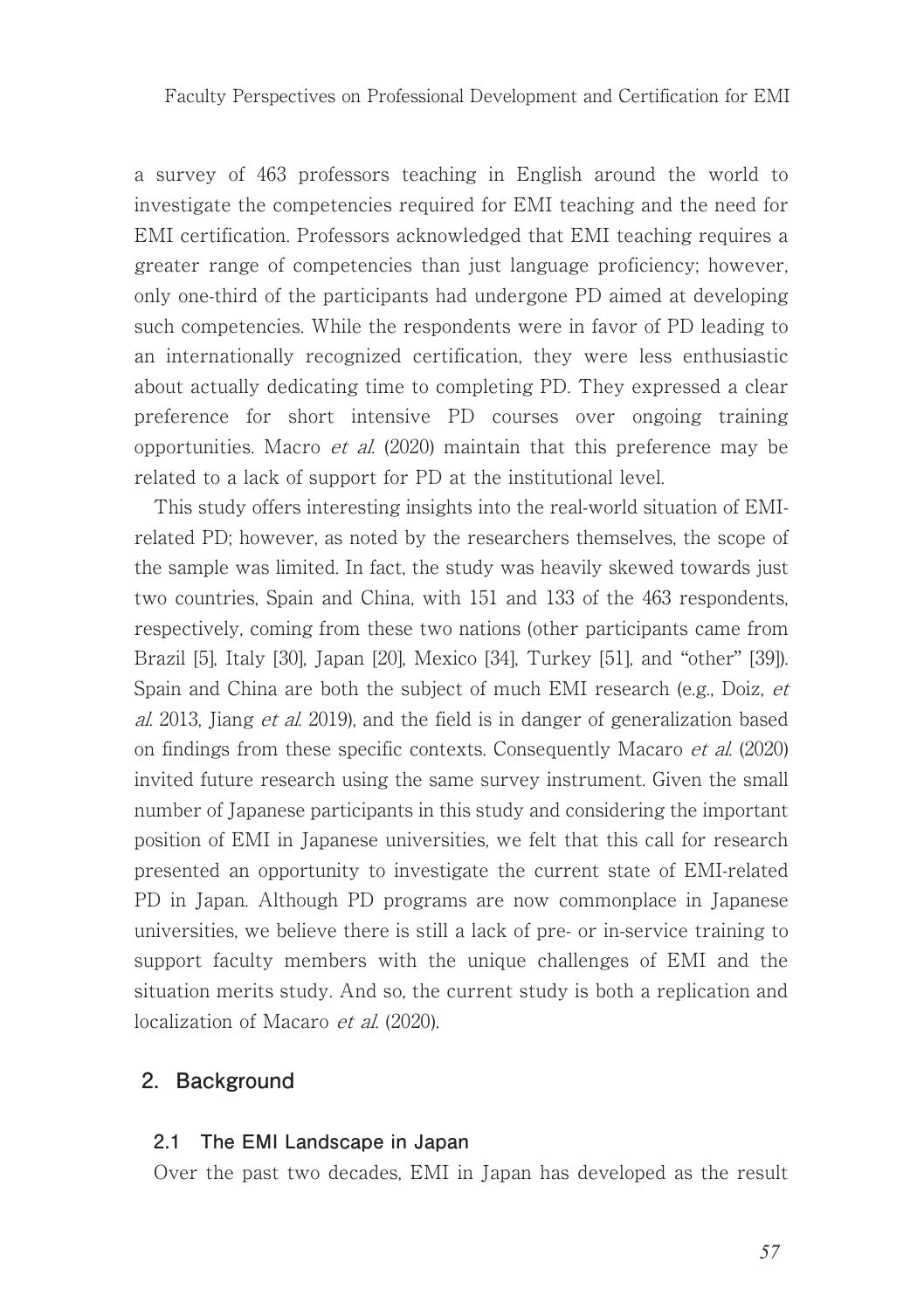a survey of 463 professors teaching in English around the world to investigate the competencies required for EMI teaching and the need for EMI certification. Professors acknowledged that EMI teaching requires a greater range of competencies than just language proficiency; however, only one-third of the participants had undergone PD aimed at developing such competencies. While the respondents were in favor of PD leading to an internationally recognized certification, they were less enthusiastic about actually dedicating time to completing PD. They expressed a clear preference for short intensive PD courses over ongoing training opportunities. Macro *et al.* (2020) maintain that this preference may be related to a lack of support for PD at the institutional level.

This study offers interesting insights into the real-world situation of EMI-related PD; however, as noted by the researchers themselves, the scope of the sample was limited. In fact, the study was heavily skewed towards just two countries, Spain and China, with 151 and 133 of the 463 respondents, respectively, coming from these two nations (other participants came from Brazil [5], Italy [30], Japan [20], Mexico [34], Turkey [51], and "other" [39]). Spain and China are both the subject of much EMI research (e.g., Doiz, *et al.* 2013, Jiang *et al.* 2019), and the field is in danger of generalization based on findings from these specific contexts. Consequently Macaro *et al.* (2020) invited future research using the same survey instrument. Given the small number of Japanese participants in this study and considering the important position of EMI in Japanese universities, we felt that this call for research presented an opportunity to investigate the current state of EMI-related PD in Japan. Although PD programs are now commonplace in Japanese universities, we believe there is still a lack of pre- or in-service training to support faculty members with the unique challenges of EMI and the situation merits study. And so, the current study is both a replication and localization of Macaro *et al.* (2020).

## 2. Background

### 2.1 The EMI Landscape in Japan

Over the past two decades, EMI in Japan has developed as the result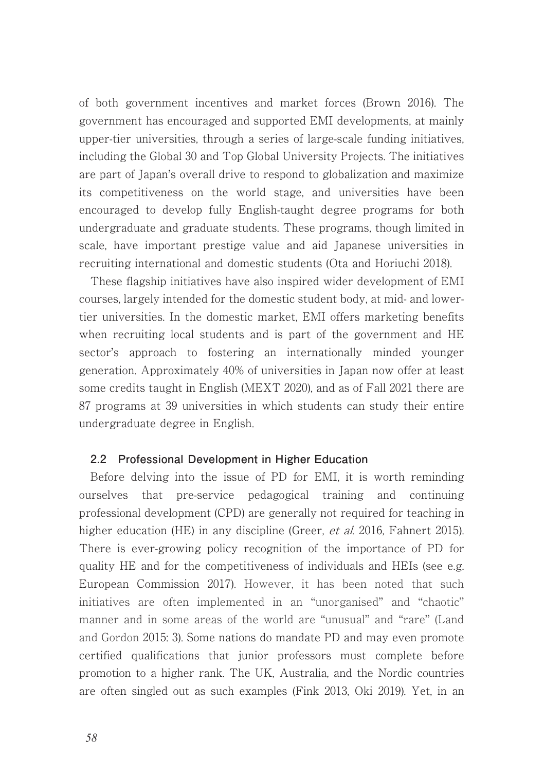of both government incentives and market forces (Brown 2016). The government has encouraged and supported EMI developments, at mainly upper-tier universities, through a series of large-scale funding initiatives, including the Global 30 and Top Global University Projects. The initiatives are part of Japan's overall drive to respond to globalization and maximize its competitiveness on the world stage, and universities have been encouraged to develop fully English-taught degree programs for both undergraduate and graduate students. These programs, though limited in scale, have important prestige value and aid Japanese universities in recruiting international and domestic students (Ota and Horiuchi 2018).

These flagship initiatives have also inspired wider development of EMI courses, largely intended for the domestic student body, at mid- and lower-tier universities. In the domestic market, EMI offers marketing benefits when recruiting local students and is part of the government and HE sector's approach to fostering an internationally minded younger generation. Approximately 40% of universities in Japan now offer at least some credits taught in English (MEXT 2020), and as of Fall 2021 there are 87 programs at 39 universities in which students can study their entire undergraduate degree in English.

### 2.2 Professional Development in Higher Education

Before delving into the issue of PD for EMI, it is worth reminding ourselves that pre-service pedagogical training and continuing professional development (CPD) are generally not required for teaching in higher education (HE) in any discipline (Greer, *et al.* 2016, Fahnert 2015). There is ever-growing policy recognition of the importance of PD for quality HE and for the competitiveness of individuals and HEIs (see e.g. European Commission 2017). However, it has been noted that such initiatives are often implemented in an "unorganised" and "chaotic" manner and in some areas of the world are "unusual" and "rare" (Land and Gordon 2015: 3). Some nations do mandate PD and may even promote certified qualifications that junior professors must complete before promotion to a higher rank. The UK, Australia, and the Nordic countries are often singled out as such examples (Fink 2013, Oki 2019). Yet, in an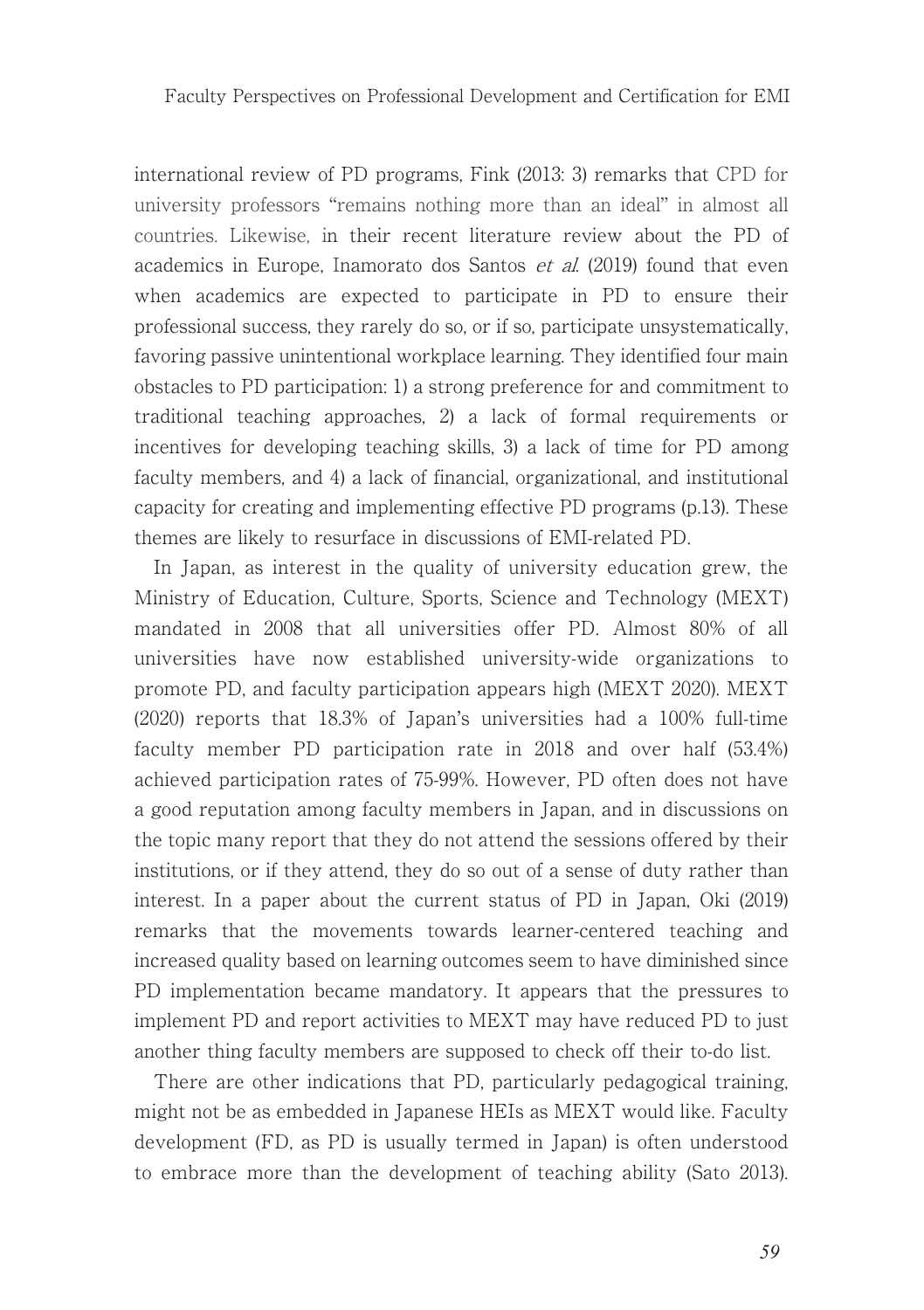international review of PD programs, Fink (2013: 3) remarks that CPD for university professors "remains nothing more than an ideal" in almost all countries. Likewise, in their recent literature review about the PD of academics in Europe, Inamorato dos Santos *et al.* (2019) found that even when academics are expected to participate in PD to ensure their professional success, they rarely do so, or if so, participate unsystematically, favoring passive unintentional workplace learning. They identified four main obstacles to PD participation: 1) a strong preference for and commitment to traditional teaching approaches, 2) a lack of formal requirements or incentives for developing teaching skills, 3) a lack of time for PD among faculty members, and 4) a lack of financial, organizational, and institutional capacity for creating and implementing effective PD programs (p.13). These themes are likely to resurface in discussions of EMI-related PD.

In Japan, as interest in the quality of university education grew, the Ministry of Education, Culture, Sports, Science and Technology (MEXT) mandated in 2008 that all universities offer PD. Almost 80% of all universities have now established university-wide organizations to promote PD, and faculty participation appears high (MEXT 2020). MEXT (2020) reports that 18.3% of Japan's universities had a 100% full-time faculty member PD participation rate in 2018 and over half (53.4%) achieved participation rates of 75-99%. However, PD often does not have a good reputation among faculty members in Japan, and in discussions on the topic many report that they do not attend the sessions offered by their institutions, or if they attend, they do so out of a sense of duty rather than interest. In a paper about the current status of PD in Japan, Oki (2019) remarks that the movements towards learner-centered teaching and increased quality based on learning outcomes seem to have diminished since PD implementation became mandatory. It appears that the pressures to implement PD and report activities to MEXT may have reduced PD to just another thing faculty members are supposed to check off their to-do list.

There are other indications that PD, particularly pedagogical training, might not be as embedded in Japanese HEIs as MEXT would like. Faculty development (FD, as PD is usually termed in Japan) is often understood to embrace more than the development of teaching ability (Sato 2013).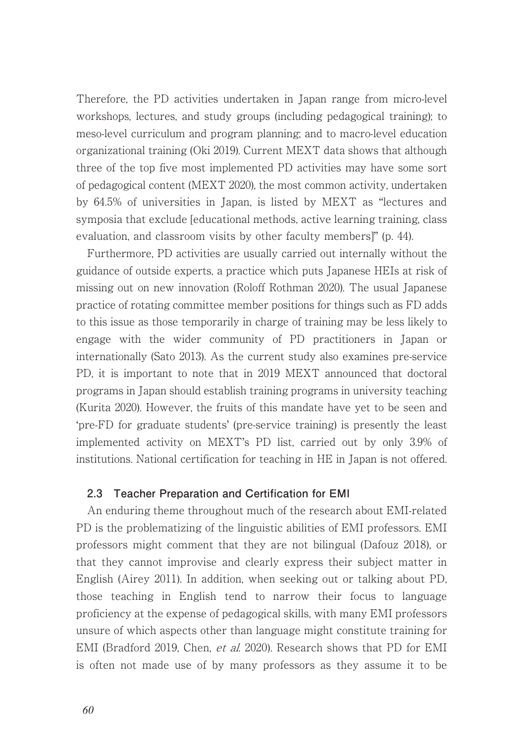Therefore, the PD activities undertaken in Japan range from micro-level workshops, lectures, and study groups (including pedagogical training); to meso-level curriculum and program planning; and to macro-level education organizational training (Oki 2019). Current MEXT data shows that although three of the top five most implemented PD activities may have some sort of pedagogical content (MEXT 2020), the most common activity, undertaken by 64.5% of universities in Japan, is listed by MEXT as "lectures and symposia that exclude [educational methods, active learning training, class evaluation, and classroom visits by other faculty members]" (p. 44).

Furthermore, PD activities are usually carried out internally without the guidance of outside experts, a practice which puts Japanese HEIs at risk of missing out on new innovation (Roloff Rothman 2020). The usual Japanese practice of rotating committee member positions for things such as FD adds to this issue as those temporarily in charge of training may be less likely to engage with the wider community of PD practitioners in Japan or internationally (Sato 2013). As the current study also examines pre-service PD, it is important to note that in 2019 MEXT announced that doctoral programs in Japan should establish training programs in university teaching (Kurita 2020). However, the fruits of this mandate have yet to be seen and 'pre-FD for graduate students' (pre-service training) is presently the least implemented activity on MEXT's PD list, carried out by only 3.9% of institutions. National certification for teaching in HE in Japan is not offered.

### 2.3 Teacher Preparation and Certification for EMI

An enduring theme throughout much of the research about EMI-related PD is the problematizing of the linguistic abilities of EMI professors. EMI professors might comment that they are not bilingual (Dafouz 2018), or that they cannot improvise and clearly express their subject matter in English (Airey 2011). In addition, when seeking out or talking about PD, those teaching in English tend to narrow their focus to language proficiency at the expense of pedagogical skills, with many EMI professors unsure of which aspects other than language might constitute training for EMI (Bradford 2019, Chen, *et al.* 2020). Research shows that PD for EMI is often not made use of by many professors as they assume it to be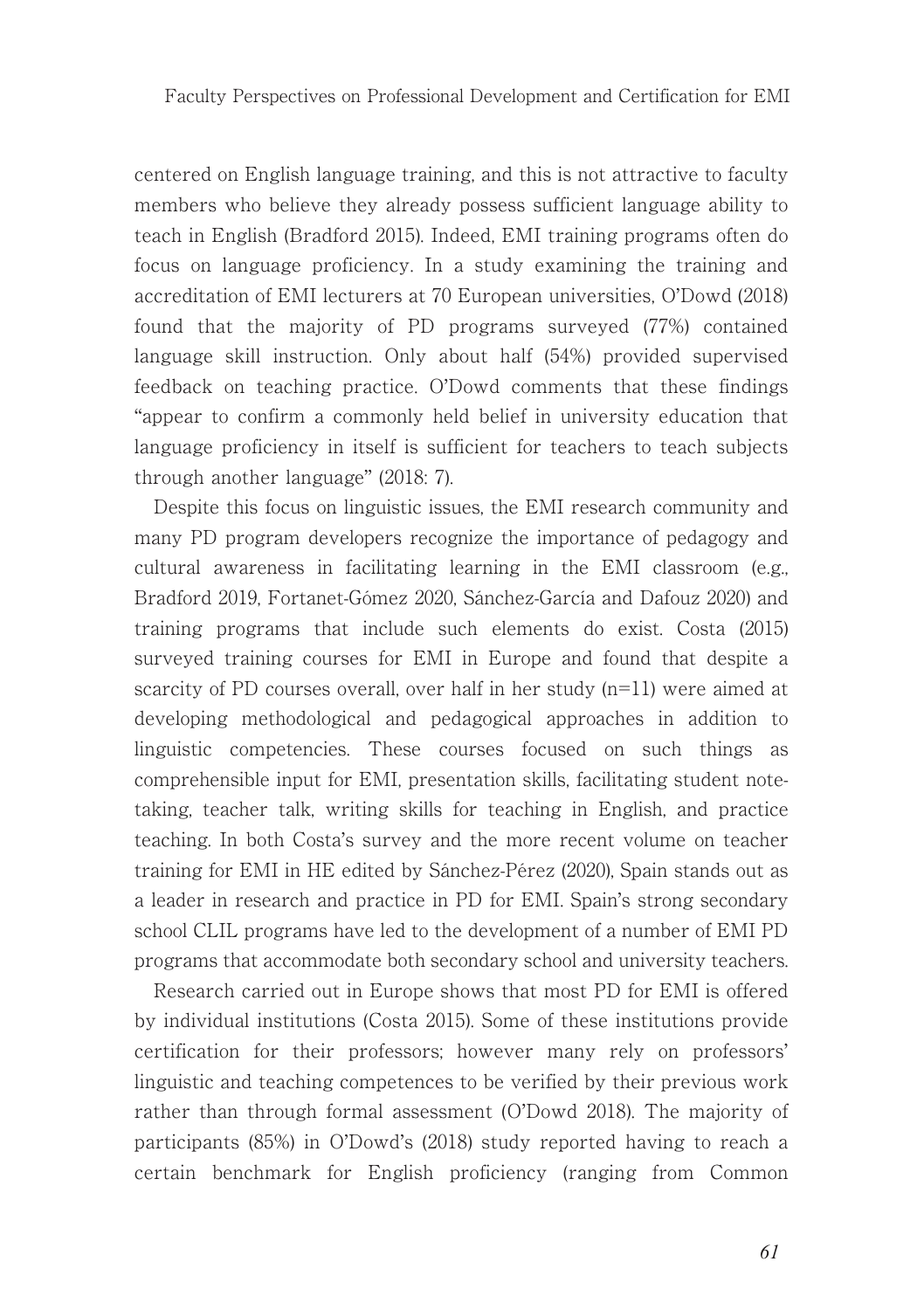centered on English language training, and this is not attractive to faculty members who believe they already possess sufficient language ability to teach in English (Bradford 2015). Indeed, EMI training programs often do focus on language proficiency. In a study examining the training and accreditation of EMI lecturers at 70 European universities, O'Dowd (2018) found that the majority of PD programs surveyed (77%) contained language skill instruction. Only about half (54%) provided supervised feedback on teaching practice. O'Dowd comments that these findings "appear to confirm a commonly held belief in university education that language proficiency in itself is sufficient for teachers to teach subjects through another language" (2018: 7).

Despite this focus on linguistic issues, the EMI research community and many PD program developers recognize the importance of pedagogy and cultural awareness in facilitating learning in the EMI classroom (e.g., Bradford 2019, Fortanet-Gómez 2020, Sánchez-García and Dafouz 2020) and training programs that include such elements do exist. Costa (2015) surveyed training courses for EMI in Europe and found that despite a scarcity of PD courses overall, over half in her study (n=11) were aimed at developing methodological and pedagogical approaches in addition to linguistic competencies. These courses focused on such things as comprehensible input for EMI, presentation skills, facilitating student note-taking, teacher talk, writing skills for teaching in English, and practice teaching. In both Costa's survey and the more recent volume on teacher training for EMI in HE edited by Sánchez-Pérez (2020), Spain stands out as a leader in research and practice in PD for EMI. Spain's strong secondary school CLIL programs have led to the development of a number of EMI PD programs that accommodate both secondary school and university teachers.

Research carried out in Europe shows that most PD for EMI is offered by individual institutions (Costa 2015). Some of these institutions provide certification for their professors; however many rely on professors' linguistic and teaching competences to be verified by their previous work rather than through formal assessment (O'Dowd 2018). The majority of participants (85%) in O'Dowd's (2018) study reported having to reach a certain benchmark for English proficiency (ranging from Common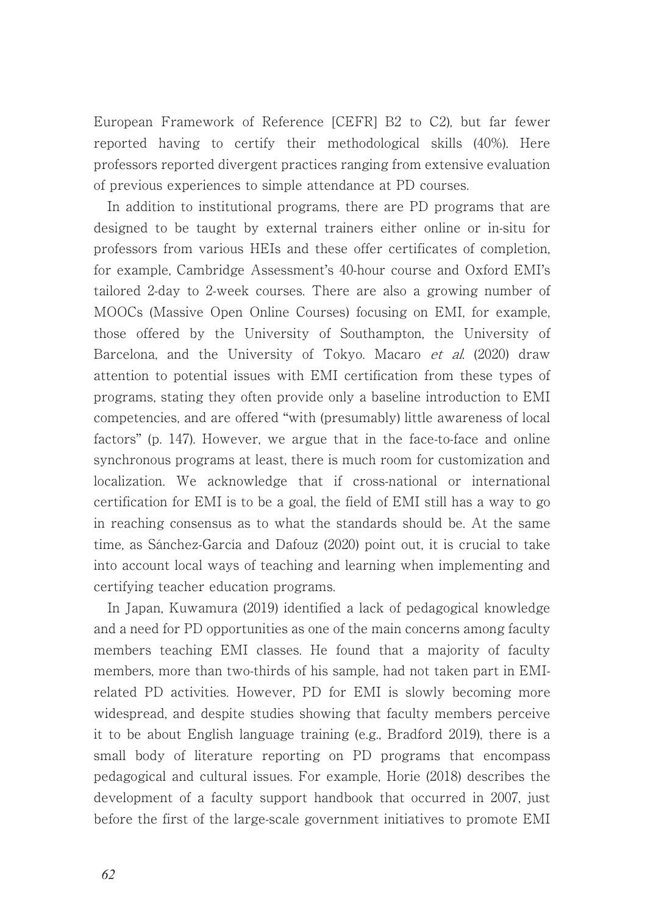European Framework of Reference [CEFR] B2 to C2), but far fewer reported having to certify their methodological skills (40%). Here professors reported divergent practices ranging from extensive evaluation of previous experiences to simple attendance at PD courses.

In addition to institutional programs, there are PD programs that are designed to be taught by external trainers either online or in-situ for professors from various HEIs and these offer certificates of completion, for example, Cambridge Assessment's 40-hour course and Oxford EMI's tailored 2-day to 2-week courses. There are also a growing number of MOOCs (Massive Open Online Courses) focusing on EMI, for example, those offered by the University of Southampton, the University of Barcelona, and the University of Tokyo. Macaro *et al.* (2020) draw attention to potential issues with EMI certification from these types of programs, stating they often provide only a baseline introduction to EMI competencies, and are offered "with (presumably) little awareness of local factors" (p. 147). However, we argue that in the face-to-face and online synchronous programs at least, there is much room for customization and localization. We acknowledge that if cross-national or international certification for EMI is to be a goal, the field of EMI still has a way to go in reaching consensus as to what the standards should be. At the same time, as Sánchez-García and Dafouz (2020) point out, it is crucial to take into account local ways of teaching and learning when implementing and certifying teacher education programs.

In Japan, Kuwamura (2019) identified a lack of pedagogical knowledge and a need for PD opportunities as one of the main concerns among faculty members teaching EMI classes. He found that a majority of faculty members, more than two-thirds of his sample, had not taken part in EMI-related PD activities. However, PD for EMI is slowly becoming more widespread, and despite studies showing that faculty members perceive it to be about English language training (e.g., Bradford 2019), there is a small body of literature reporting on PD programs that encompass pedagogical and cultural issues. For example, Horie (2018) describes the development of a faculty support handbook that occurred in 2007, just before the first of the large-scale government initiatives to promote EMI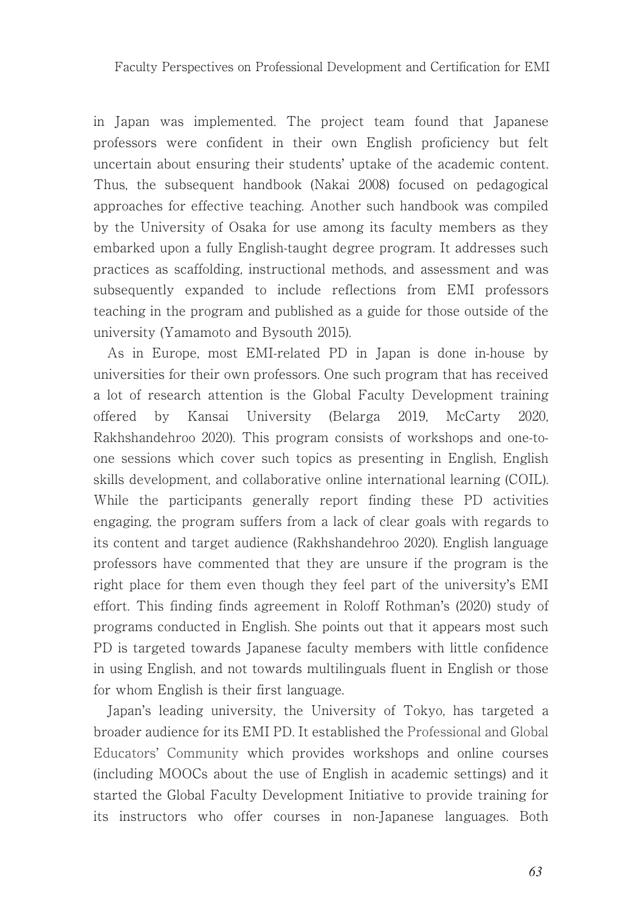in Japan was implemented. The project team found that Japanese professors were confident in their own English proficiency but felt uncertain about ensuring their students' uptake of the academic content. Thus, the subsequent handbook (Nakai 2008) focused on pedagogical approaches for effective teaching. Another such handbook was compiled by the University of Osaka for use among its faculty members as they embarked upon a fully English-taught degree program. It addresses such practices as scaffolding, instructional methods, and assessment and was subsequently expanded to include reflections from EMI professors teaching in the program and published as a guide for those outside of the university (Yamamoto and Bysouth 2015).

As in Europe, most EMI-related PD in Japan is done in-house by universities for their own professors. One such program that has received a lot of research attention is the Global Faculty Development training offered by Kansai University (Belarga 2019, McCarty 2020, Rakhshandehroo 2020). This program consists of workshops and one-to-one sessions which cover such topics as presenting in English, English skills development, and collaborative online international learning (COIL). While the participants generally report finding these PD activities engaging, the program suffers from a lack of clear goals with regards to its content and target audience (Rakhshandehroo 2020). English language professors have commented that they are unsure if the program is the right place for them even though they feel part of the university's EMI effort. This finding finds agreement in Roloff Rothman's (2020) study of programs conducted in English. She points out that it appears most such PD is targeted towards Japanese faculty members with little confidence in using English, and not towards multilinguals fluent in English or those for whom English is their first language.

Japan's leading university, the University of Tokyo, has targeted a broader audience for its EMI PD. It established the Professional and Global Educators' Community which provides workshops and online courses (including MOOCs about the use of English in academic settings) and it started the Global Faculty Development Initiative to provide training for its instructors who offer courses in non-Japanese languages. Both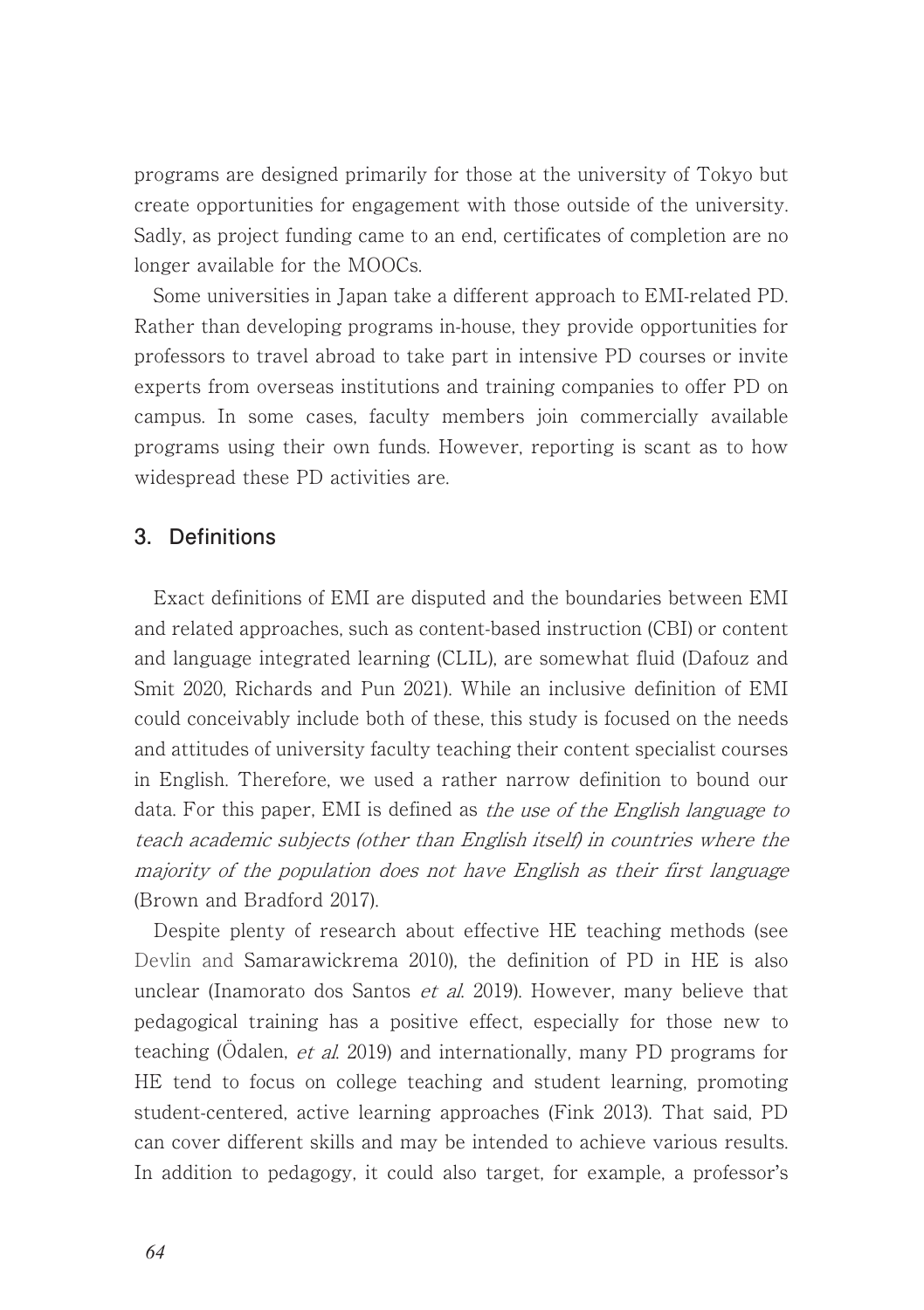programs are designed primarily for those at the university of Tokyo but create opportunities for engagement with those outside of the university. Sadly, as project funding came to an end, certificates of completion are no longer available for the MOOCs.

Some universities in Japan take a different approach to EMI-related PD. Rather than developing programs in-house, they provide opportunities for professors to travel abroad to take part in intensive PD courses or invite experts from overseas institutions and training companies to offer PD on campus. In some cases, faculty members join commercially available programs using their own funds. However, reporting is scant as to how widespread these PD activities are.

## 3. Definitions

Exact definitions of EMI are disputed and the boundaries between EMI and related approaches, such as content-based instruction (CBI) or content and language integrated learning (CLIL), are somewhat fluid (Dafouz and Smit 2020, Richards and Pun 2021). While an inclusive definition of EMI could conceivably include both of these, this study is focused on the needs and attitudes of university faculty teaching their content specialist courses in English. Therefore, we used a rather narrow definition to bound our data. For this paper, EMI is defined as *the use of the English language to teach academic subjects (other than English itself) in countries where the majority of the population does not have English as their first language* (Brown and Bradford 2017).

Despite plenty of research about effective HE teaching methods (see Devlin and Samarawickrema 2010), the definition of PD in HE is also unclear (Inamorato dos Santos *et al.* 2019). However, many believe that pedagogical training has a positive effect, especially for those new to teaching (Ödalen, *et al.* 2019) and internationally, many PD programs for HE tend to focus on college teaching and student learning, promoting student-centered, active learning approaches (Fink 2013). That said, PD can cover different skills and may be intended to achieve various results. In addition to pedagogy, it could also target, for example, a professor's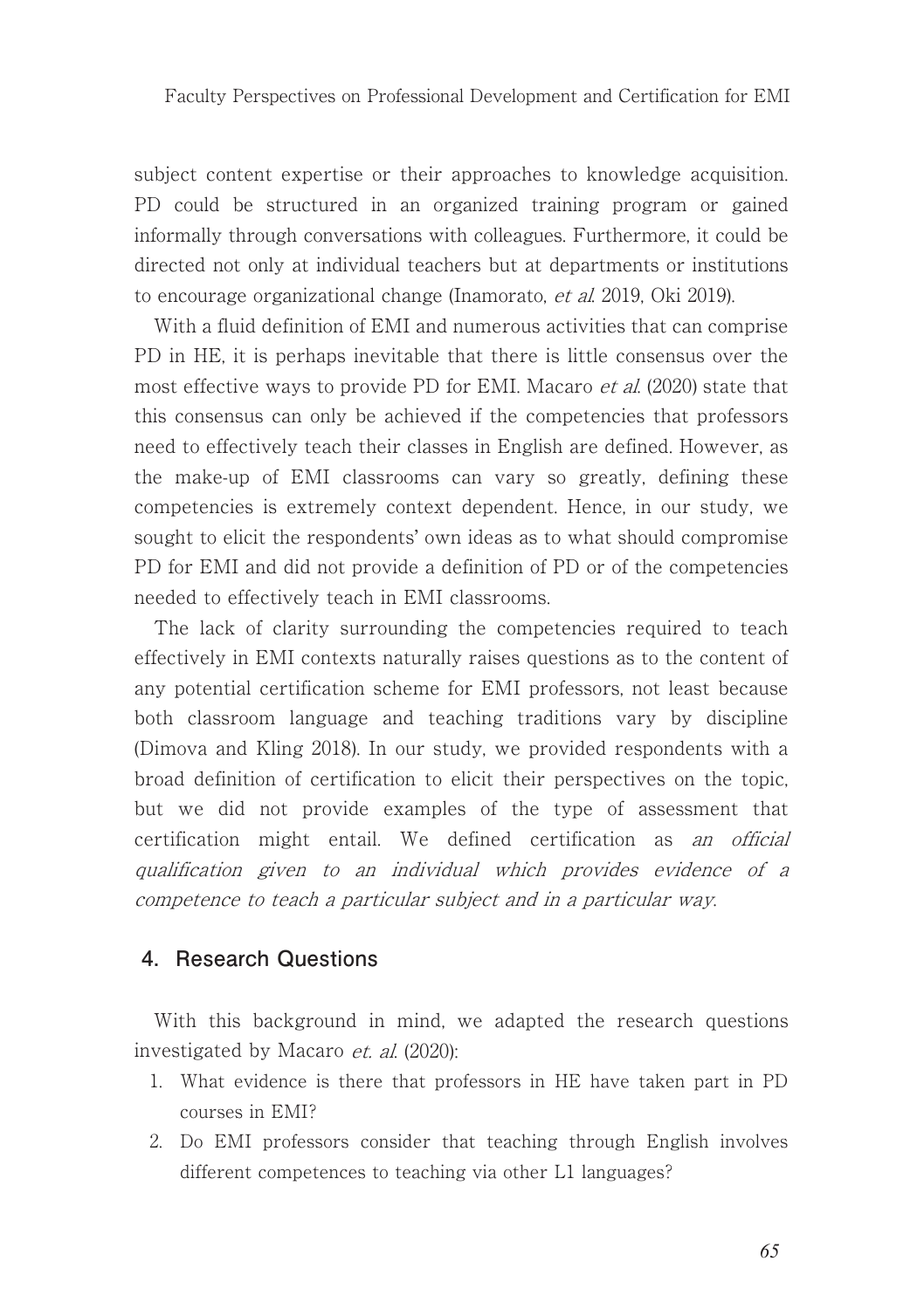subject content expertise or their approaches to knowledge acquisition. PD could be structured in an organized training program or gained informally through conversations with colleagues. Furthermore, it could be directed not only at individual teachers but at departments or institutions to encourage organizational change (Inamorato, *et al.* 2019, Oki 2019).

With a fluid definition of EMI and numerous activities that can comprise PD in HE, it is perhaps inevitable that there is little consensus over the most effective ways to provide PD for EMI. Macaro *et al.* (2020) state that this consensus can only be achieved if the competencies that professors need to effectively teach their classes in English are defined. However, as the make-up of EMI classrooms can vary so greatly, defining these competencies is extremely context dependent. Hence, in our study, we sought to elicit the respondents' own ideas as to what should compromise PD for EMI and did not provide a definition of PD or of the competencies needed to effectively teach in EMI classrooms.

The lack of clarity surrounding the competencies required to teach effectively in EMI contexts naturally raises questions as to the content of any potential certification scheme for EMI professors, not least because both classroom language and teaching traditions vary by discipline (Dimova and Kling 2018). In our study, we provided respondents with a broad definition of certification to elicit their perspectives on the topic, but we did not provide examples of the type of assessment that certification might entail. We defined certification as *an official qualification given to an individual which provides evidence of a competence to teach a particular subject and in a particular way.*

## 4. Research Questions

With this background in mind, we adapted the research questions investigated by Macaro *et. al.* (2020):

1. What evidence is there that professors in HE have taken part in PD courses in EMI?
2. Do EMI professors consider that teaching through English involves different competences to teaching via other L1 languages?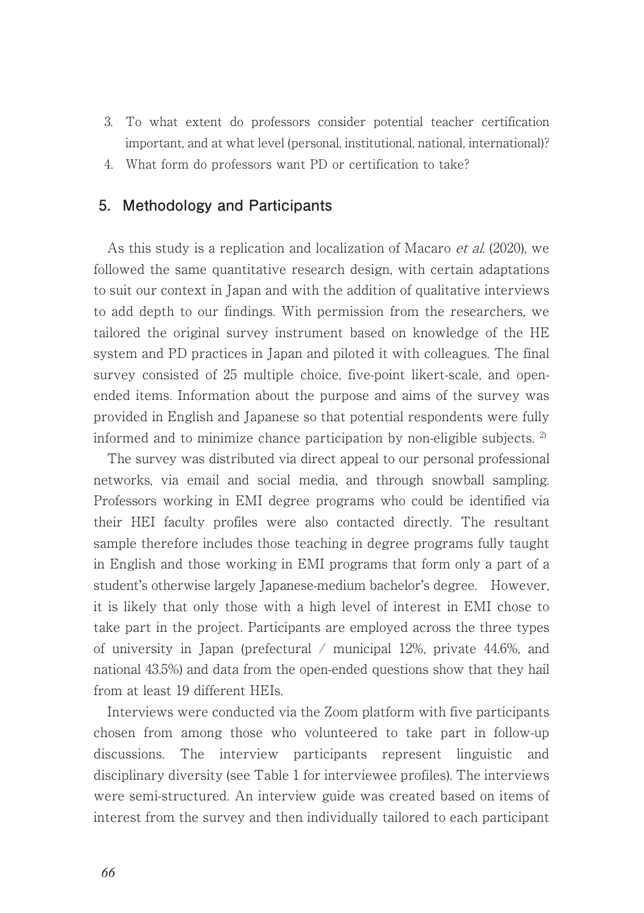3. To what extent do professors consider potential teacher certification important, and at what level (personal, institutional, national, international)?
4. What form do professors want PD or certification to take?

## 5. Methodology and Participants

As this study is a replication and localization of Macaro *et al.* (2020), we followed the same quantitative research design, with certain adaptations to suit our context in Japan and with the addition of qualitative interviews to add depth to our findings. With permission from the researchers, we tailored the original survey instrument based on knowledge of the HE system and PD practices in Japan and piloted it with colleagues. The final survey consisted of 25 multiple choice, five-point likert-scale, and open-ended items. Information about the purpose and aims of the survey was provided in English and Japanese so that potential respondents were fully informed and to minimize chance participation by non-eligible subjects. [2)]

The survey was distributed via direct appeal to our personal professional networks, via email and social media, and through snowball sampling. Professors working in EMI degree programs who could be identified via their HEI faculty profiles were also contacted directly. The resultant sample therefore includes those teaching in degree programs fully taught in English and those working in EMI programs that form only a part of a student's otherwise largely Japanese-medium bachelor's degree. However, it is likely that only those with a high level of interest in EMI chose to take part in the project. Participants are employed across the three types of university in Japan (prefectural / municipal 12%, private 44.6%, and national 43.5%) and data from the open-ended questions show that they hail from at least 19 different HEIs.

Interviews were conducted via the Zoom platform with five participants chosen from among those who volunteered to take part in follow-up discussions. The interview participants represent linguistic and disciplinary diversity (see Table 1 for interviewee profiles). The interviews were semi-structured. An interview guide was created based on items of interest from the survey and then individually tailored to each participant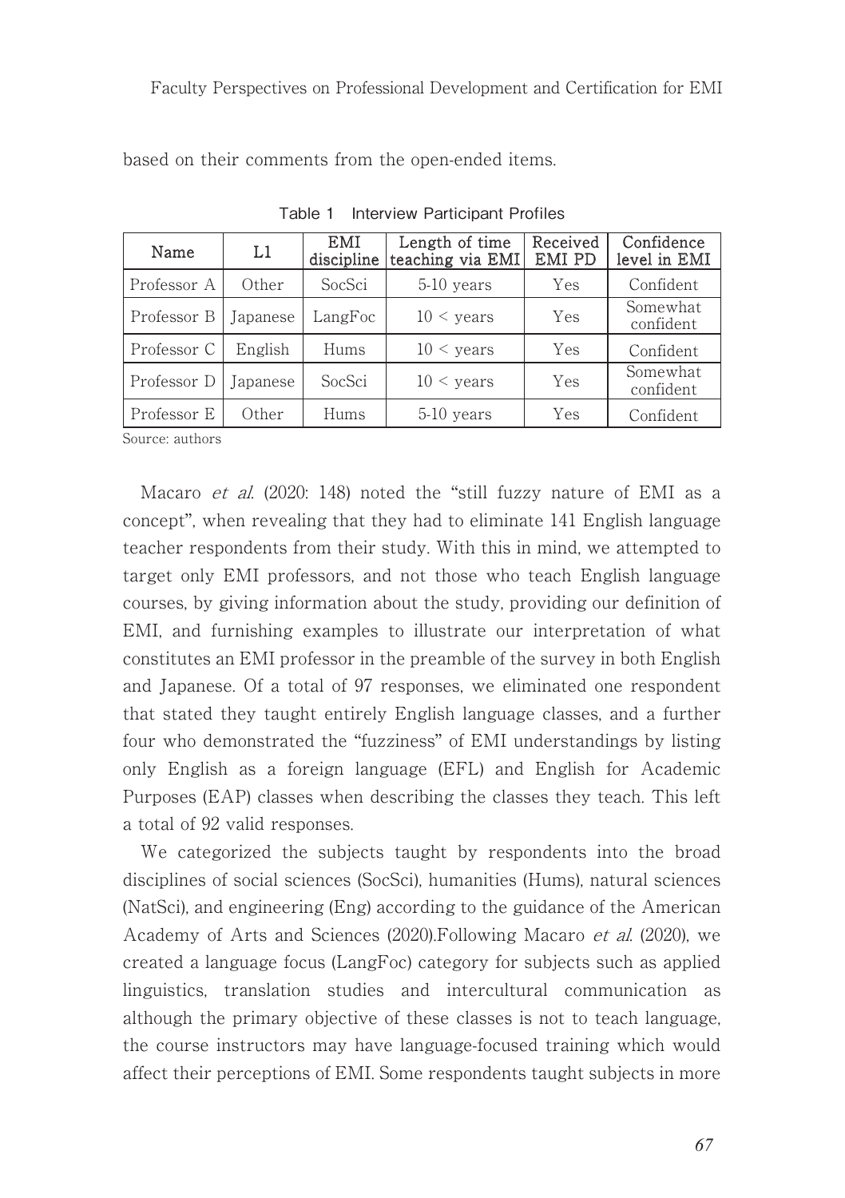based on their comments from the open-ended items.

Table 1 Interview Participant Profiles

| Name | L1 | EMI discipline | Length of time teaching via EMI | Received EMI PD | Confidence level in EMI |
|---|---|---|---|---|---|
| Professor A | Other | SocSci | 5-10 years | Yes | Confident |
| Professor B | Japanese | LangFoc | 10 < years | Yes | Somewhat confident |
| Professor C | English | Hums | 10 < years | Yes | Confident |
| Professor D | Japanese | SocSci | 10 < years | Yes | Somewhat confident |
| Professor E | Other | Hums | 5-10 years | Yes | Confident |

Source: authors

Macaro *et al.* (2020: 148) noted the "still fuzzy nature of EMI as a concept", when revealing that they had to eliminate 141 English language teacher respondents from their study. With this in mind, we attempted to target only EMI professors, and not those who teach English language courses, by giving information about the study, providing our definition of EMI, and furnishing examples to illustrate our interpretation of what constitutes an EMI professor in the preamble of the survey in both English and Japanese. Of a total of 97 responses, we eliminated one respondent that stated they taught entirely English language classes, and a further four who demonstrated the "fuzziness" of EMI understandings by listing only English as a foreign language (EFL) and English for Academic Purposes (EAP) classes when describing the classes they teach. This left a total of 92 valid responses.

We categorized the subjects taught by respondents into the broad disciplines of social sciences (SocSci), humanities (Hums), natural sciences (NatSci), and engineering (Eng) according to the guidance of the American Academy of Arts and Sciences (2020).Following Macaro *et al.* (2020), we created a language focus (LangFoc) category for subjects such as applied linguistics, translation studies and intercultural communication as although the primary objective of these classes is not to teach language, the course instructors may have language-focused training which would affect their perceptions of EMI. Some respondents taught subjects in more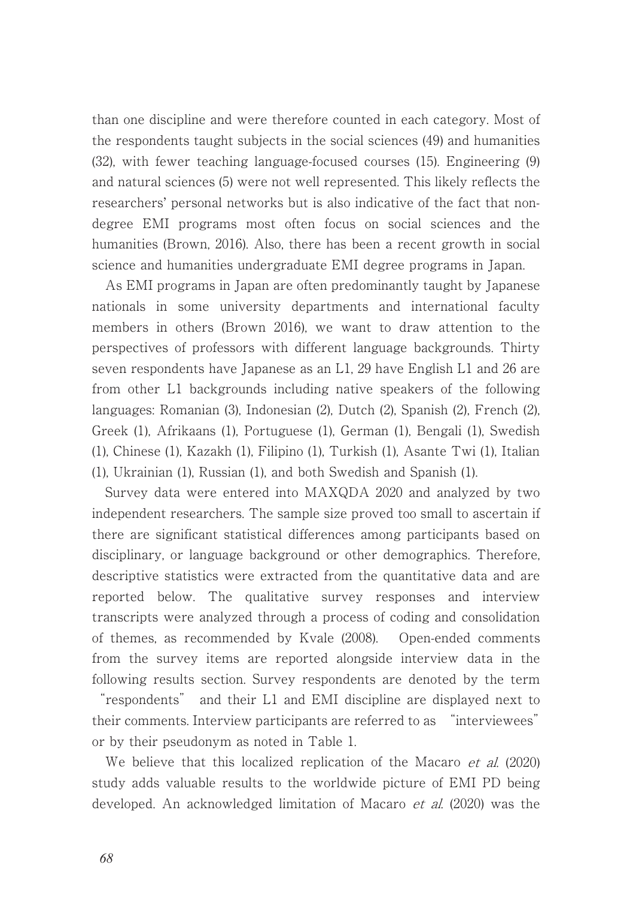than one discipline and were therefore counted in each category. Most of the respondents taught subjects in the social sciences (49) and humanities (32), with fewer teaching language-focused courses (15). Engineering (9) and natural sciences (5) were not well represented. This likely reflects the researchers' personal networks but is also indicative of the fact that non-degree EMI programs most often focus on social sciences and the humanities (Brown, 2016). Also, there has been a recent growth in social science and humanities undergraduate EMI degree programs in Japan.

As EMI programs in Japan are often predominantly taught by Japanese nationals in some university departments and international faculty members in others (Brown 2016), we want to draw attention to the perspectives of professors with different language backgrounds. Thirty seven respondents have Japanese as an L1, 29 have English L1 and 26 are from other L1 backgrounds including native speakers of the following languages: Romanian (3), Indonesian (2), Dutch (2), Spanish (2), French (2), Greek (1), Afrikaans (1), Portuguese (1), German (1), Bengali (1), Swedish (1), Chinese (1), Kazakh (1), Filipino (1), Turkish (1), Asante Twi (1), Italian (1), Ukrainian (1), Russian (1), and both Swedish and Spanish (1).

Survey data were entered into MAXQDA 2020 and analyzed by two independent researchers. The sample size proved too small to ascertain if there are significant statistical differences among participants based on disciplinary, or language background or other demographics. Therefore, descriptive statistics were extracted from the quantitative data and are reported below. The qualitative survey responses and interview transcripts were analyzed through a process of coding and consolidation of themes, as recommended by Kvale (2008). Open-ended comments from the survey items are reported alongside interview data in the following results section. Survey respondents are denoted by the term "respondents" and their L1 and EMI discipline are displayed next to their comments. Interview participants are referred to as "interviewees" or by their pseudonym as noted in Table 1.

We believe that this localized replication of the Macaro *et al.* (2020) study adds valuable results to the worldwide picture of EMI PD being developed. An acknowledged limitation of Macaro *et al.* (2020) was the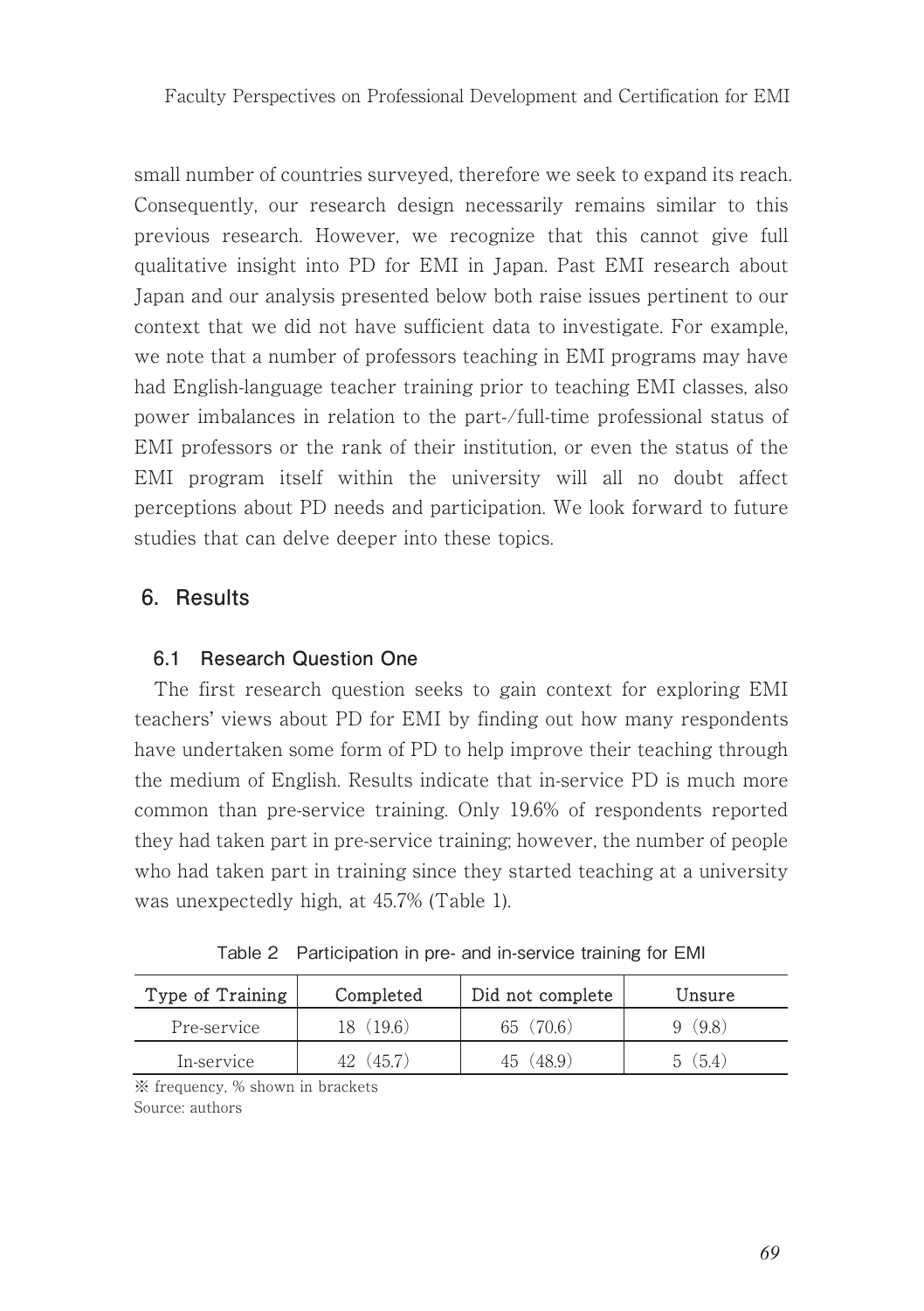small number of countries surveyed, therefore we seek to expand its reach. Consequently, our research design necessarily remains similar to this previous research. However, we recognize that this cannot give full qualitative insight into PD for EMI in Japan. Past EMI research about Japan and our analysis presented below both raise issues pertinent to our context that we did not have sufficient data to investigate. For example, we note that a number of professors teaching in EMI programs may have had English-language teacher training prior to teaching EMI classes, also power imbalances in relation to the part-/full-time professional status of EMI professors or the rank of their institution, or even the status of the EMI program itself within the university will all no doubt affect perceptions about PD needs and participation. We look forward to future studies that can delve deeper into these topics.

## 6. Results

### 6.1 Research Question One

The first research question seeks to gain context for exploring EMI teachers' views about PD for EMI by finding out how many respondents have undertaken some form of PD to help improve their teaching through the medium of English. Results indicate that in-service PD is much more common than pre-service training. Only 19.6% of respondents reported they had taken part in pre-service training; however, the number of people who had taken part in training since they started teaching at a university was unexpectedly high, at 45.7% (Table 1).

Table 2 Participation in pre- and in-service training for EMI

| Type of Training | Completed | Did not complete | Unsure |
| --- | --- | --- | --- |
| Pre-service | 18 (19.6) | 65 (70.6) | 9 (9.8) |
| In-service | 42 (45.7) | 45 (48.9) | 5 (5.4) |

※ frequency, % shown in brackets
Source: authors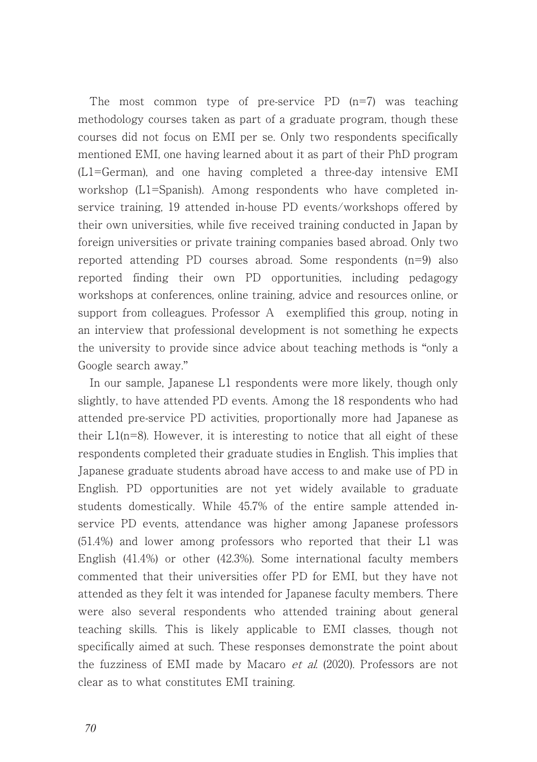The most common type of pre-service PD (n=7) was teaching methodology courses taken as part of a graduate program, though these courses did not focus on EMI per se. Only two respondents specifically mentioned EMI, one having learned about it as part of their PhD program (L1=German), and one having completed a three-day intensive EMI workshop (L1=Spanish). Among respondents who have completed in-service training, 19 attended in-house PD events/workshops offered by their own universities, while five received training conducted in Japan by foreign universities or private training companies based abroad. Only two reported attending PD courses abroad. Some respondents (n=9) also reported finding their own PD opportunities, including pedagogy workshops at conferences, online training, advice and resources online, or support from colleagues. Professor A exemplified this group, noting in an interview that professional development is not something he expects the university to provide since advice about teaching methods is "only a Google search away."

In our sample, Japanese L1 respondents were more likely, though only slightly, to have attended PD events. Among the 18 respondents who had attended pre-service PD activities, proportionally more had Japanese as their L1(n=8). However, it is interesting to notice that all eight of these respondents completed their graduate studies in English. This implies that Japanese graduate students abroad have access to and make use of PD in English. PD opportunities are not yet widely available to graduate students domestically. While 45.7% of the entire sample attended in-service PD events, attendance was higher among Japanese professors (51.4%) and lower among professors who reported that their L1 was English (41.4%) or other (42.3%). Some international faculty members commented that their universities offer PD for EMI, but they have not attended as they felt it was intended for Japanese faculty members. There were also several respondents who attended training about general teaching skills. This is likely applicable to EMI classes, though not specifically aimed at such. These responses demonstrate the point about the fuzziness of EMI made by Macaro *et al.* (2020). Professors are not clear as to what constitutes EMI training.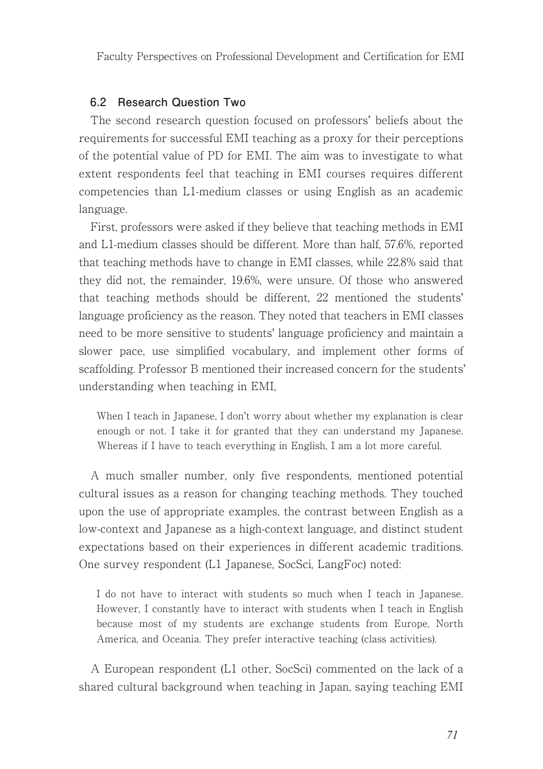### 6.2 Research Question Two

The second research question focused on professors' beliefs about the requirements for successful EMI teaching as a proxy for their perceptions of the potential value of PD for EMI. The aim was to investigate to what extent respondents feel that teaching in EMI courses requires different competencies than L1-medium classes or using English as an academic language.

First, professors were asked if they believe that teaching methods in EMI and L1-medium classes should be different. More than half, 57.6%, reported that teaching methods have to change in EMI classes, while 22.8% said that they did not, the remainder, 19.6%, were unsure. Of those who answered that teaching methods should be different, 22 mentioned the students' language proficiency as the reason. They noted that teachers in EMI classes need to be more sensitive to students' language proficiency and maintain a slower pace, use simplified vocabulary, and implement other forms of scaffolding. Professor B mentioned their increased concern for the students' understanding when teaching in EMI,

> When I teach in Japanese, I don't worry about whether my explanation is clear enough or not. I take it for granted that they can understand my Japanese. Whereas if I have to teach everything in English, I am a lot more careful.

A much smaller number, only five respondents, mentioned potential cultural issues as a reason for changing teaching methods. They touched upon the use of appropriate examples, the contrast between English as a low-context and Japanese as a high-context language, and distinct student expectations based on their experiences in different academic traditions. One survey respondent (L1 Japanese, SocSci, LangFoc) noted:

> I do not have to interact with students so much when I teach in Japanese. However, I constantly have to interact with students when I teach in English because most of my students are exchange students from Europe, North America, and Oceania. They prefer interactive teaching (class activities).

A European respondent (L1 other, SocSci) commented on the lack of a shared cultural background when teaching in Japan, saying teaching EMI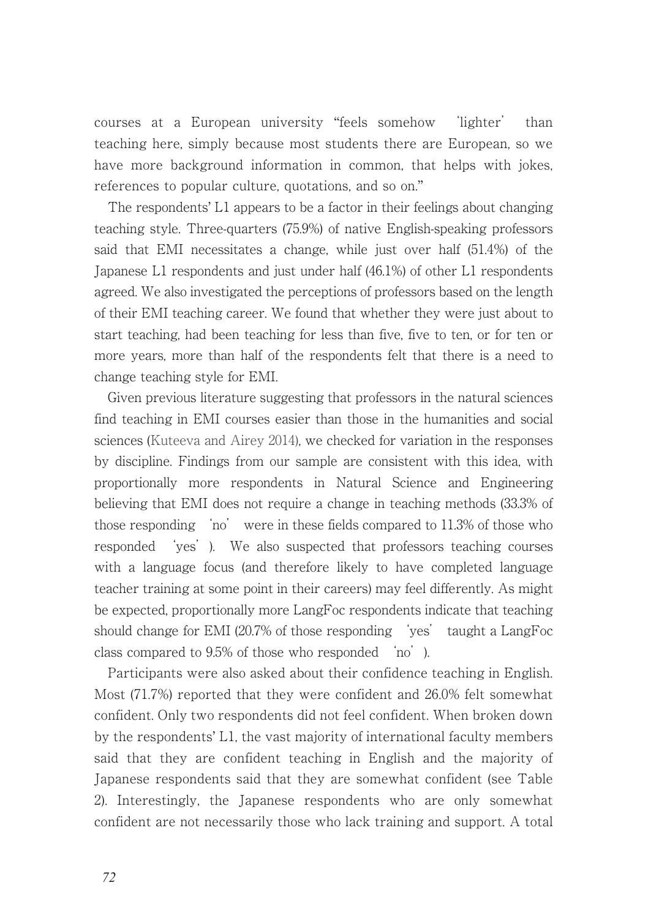courses at a European university "feels somehow 'lighter' than teaching here, simply because most students there are European, so we have more background information in common, that helps with jokes, references to popular culture, quotations, and so on."

The respondents' L1 appears to be a factor in their feelings about changing teaching style. Three-quarters (75.9%) of native English-speaking professors said that EMI necessitates a change, while just over half (51.4%) of the Japanese L1 respondents and just under half (46.1%) of other L1 respondents agreed. We also investigated the perceptions of professors based on the length of their EMI teaching career. We found that whether they were just about to start teaching, had been teaching for less than five, five to ten, or for ten or more years, more than half of the respondents felt that there is a need to change teaching style for EMI.

Given previous literature suggesting that professors in the natural sciences find teaching in EMI courses easier than those in the humanities and social sciences (Kuteeva and Airey 2014), we checked for variation in the responses by discipline. Findings from our sample are consistent with this idea, with proportionally more respondents in Natural Science and Engineering believing that EMI does not require a change in teaching methods (33.3% of those responding 'no' were in these fields compared to 11.3% of those who responded 'yes'). We also suspected that professors teaching courses with a language focus (and therefore likely to have completed language teacher training at some point in their careers) may feel differently. As might be expected, proportionally more LangFoc respondents indicate that teaching should change for EMI (20.7% of those responding 'yes' taught a LangFoc class compared to 9.5% of those who responded 'no').

Participants were also asked about their confidence teaching in English. Most (71.7%) reported that they were confident and 26.0% felt somewhat confident. Only two respondents did not feel confident. When broken down by the respondents' L1, the vast majority of international faculty members said that they are confident teaching in English and the majority of Japanese respondents said that they are somewhat confident (see Table 2). Interestingly, the Japanese respondents who are only somewhat confident are not necessarily those who lack training and support. A total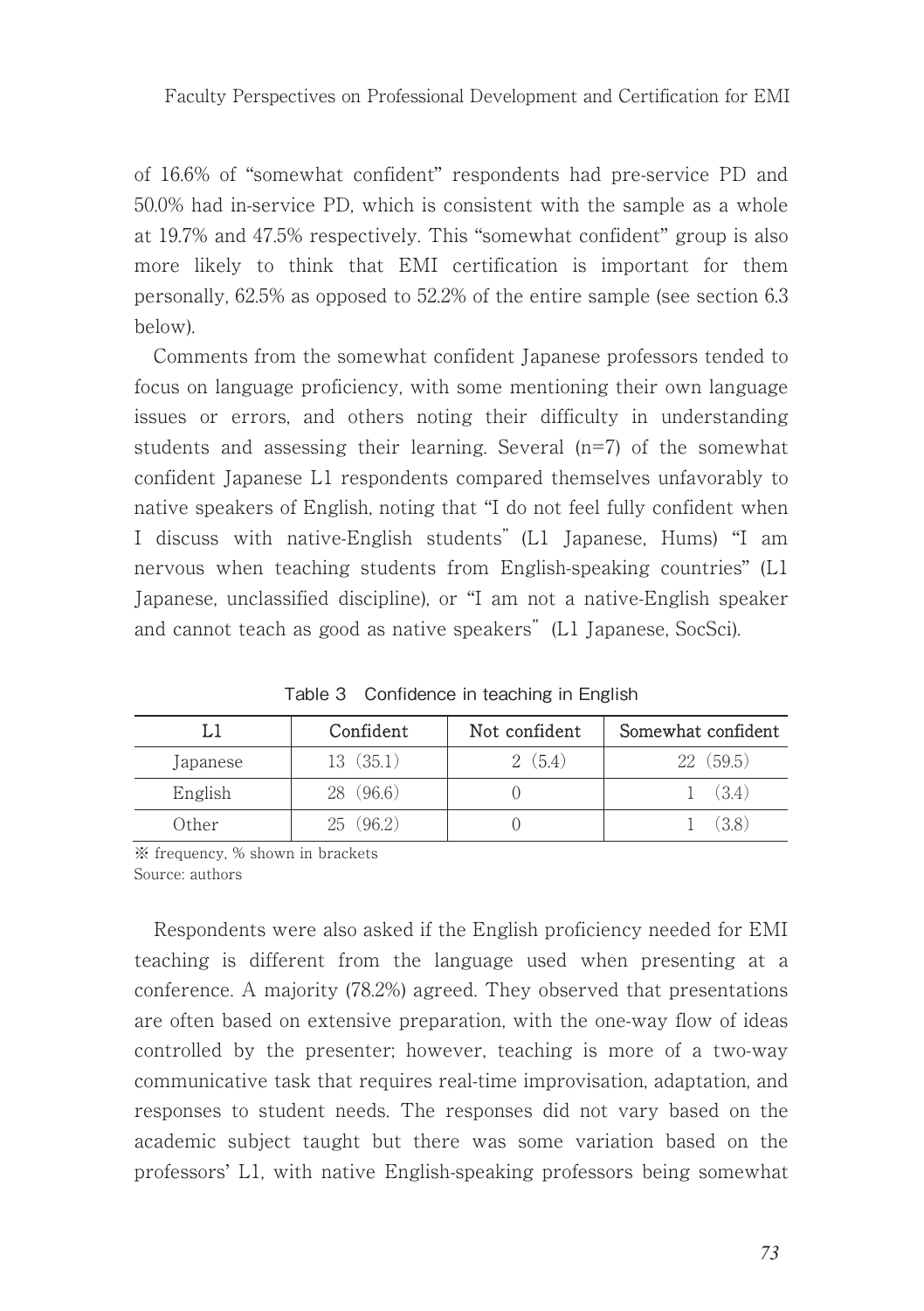of 16.6% of "somewhat confident" respondents had pre-service PD and 50.0% had in-service PD, which is consistent with the sample as a whole at 19.7% and 47.5% respectively. This "somewhat confident" group is also more likely to think that EMI certification is important for them personally, 62.5% as opposed to 52.2% of the entire sample (see section 6.3 below).

Comments from the somewhat confident Japanese professors tended to focus on language proficiency, with some mentioning their own language issues or errors, and others noting their difficulty in understanding students and assessing their learning. Several (n=7) of the somewhat confident Japanese L1 respondents compared themselves unfavorably to native speakers of English, noting that "I do not feel fully confident when I discuss with native-English students" (L1 Japanese, Hums) "I am nervous when teaching students from English-speaking countries" (L1 Japanese, unclassified discipline), or "I am not a native-English speaker and cannot teach as good as native speakers" (L1 Japanese, SocSci).

Table 3 Confidence in teaching in English

| L1 | Confident | Not confident | Somewhat confident |
|---|---|---|---|
| Japanese | 13 (35.1) | 2 (5.4) | 22 (59.5) |
| English | 28 (96.6) | 0 | 1 (3.4) |
| Other | 25 (96.2) | 0 | 1 (3.8) |

※ frequency, % shown in brackets
Source: authors

Respondents were also asked if the English proficiency needed for EMI teaching is different from the language used when presenting at a conference. A majority (78.2%) agreed. They observed that presentations are often based on extensive preparation, with the one-way flow of ideas controlled by the presenter; however, teaching is more of a two-way communicative task that requires real-time improvisation, adaptation, and responses to student needs. The responses did not vary based on the academic subject taught but there was some variation based on the professors' L1, with native English-speaking professors being somewhat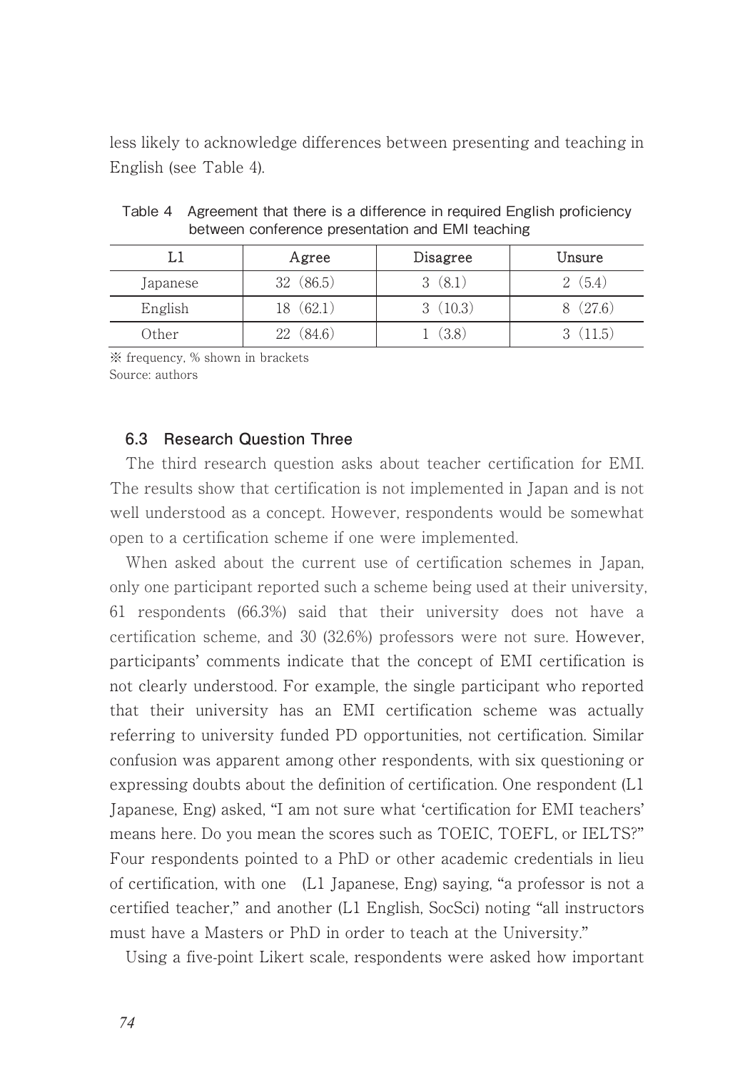less likely to acknowledge differences between presenting and teaching in English (see Table 4).

Table 4 Agreement that there is a difference in required English proficiency between conference presentation and EMI teaching

| L1 | Agree | Disagree | Unsure |
|---|---|---|---|
| Japanese | 32 (86.5) | 3 (8.1) | 2 (5.4) |
| English | 18 (62.1) | 3 (10.3) | 8 (27.6) |
| Other | 22 (84.6) | 1 (3.8) | 3 (11.5) |

※ frequency, % shown in brackets
Source: authors

### 6.3 Research Question Three

The third research question asks about teacher certification for EMI. The results show that certification is not implemented in Japan and is not well understood as a concept. However, respondents would be somewhat open to a certification scheme if one were implemented.

When asked about the current use of certification schemes in Japan, only one participant reported such a scheme being used at their university, 61 respondents (66.3%) said that their university does not have a certification scheme, and 30 (32.6%) professors were not sure. However, participants' comments indicate that the concept of EMI certification is not clearly understood. For example, the single participant who reported that their university has an EMI certification scheme was actually referring to university funded PD opportunities, not certification. Similar confusion was apparent among other respondents, with six questioning or expressing doubts about the definition of certification. One respondent (L1 Japanese, Eng) asked, "I am not sure what 'certification for EMI teachers' means here. Do you mean the scores such as TOEIC, TOEFL, or IELTS?" Four respondents pointed to a PhD or other academic credentials in lieu of certification, with one (L1 Japanese, Eng) saying, "a professor is not a certified teacher," and another (L1 English, SocSci) noting "all instructors must have a Masters or PhD in order to teach at the University."

Using a five-point Likert scale, respondents were asked how important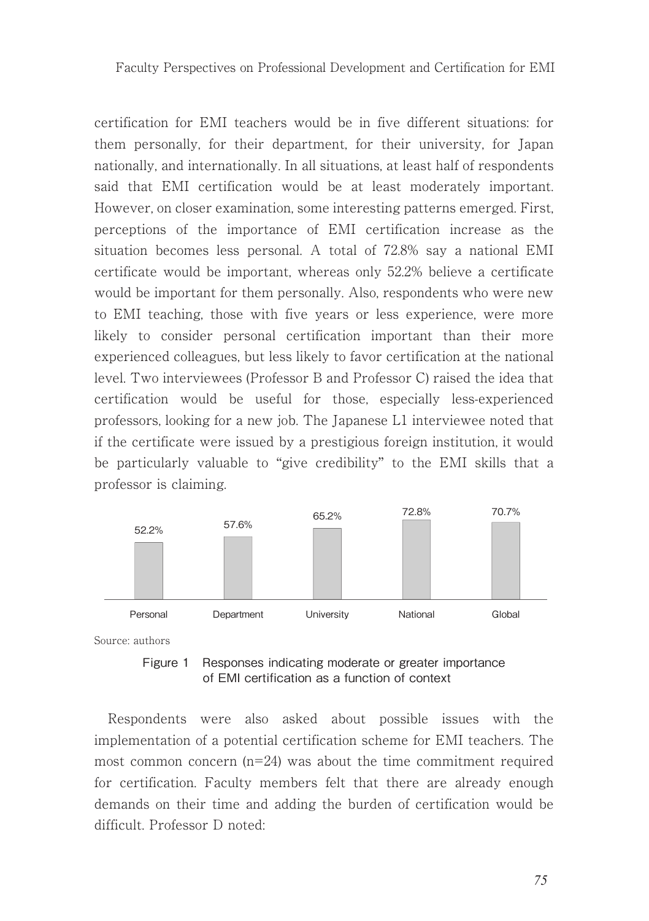certification for EMI teachers would be in five different situations: for them personally, for their department, for their university, for Japan nationally, and internationally. In all situations, at least half of respondents said that EMI certification would be at least moderately important. However, on closer examination, some interesting patterns emerged. First, perceptions of the importance of EMI certification increase as the situation becomes less personal. A total of 72.8% say a national EMI certificate would be important, whereas only 52.2% believe a certificate would be important for them personally. Also, respondents who were new to EMI teaching, those with five years or less experience, were more likely to consider personal certification important than their more experienced colleagues, but less likely to favor certification at the national level. Two interviewees (Professor B and Professor C) raised the idea that certification would be useful for those, especially less-experienced professors, looking for a new job. The Japanese L1 interviewee noted that if the certificate were issued by a prestigious foreign institution, it would be particularly valuable to "give credibility" to the EMI skills that a professor is claiming.

| Personal | Department | University | National | Global |
|---|---|---|---|---|
| 52.2% | 57.6% | 65.2% | 72.8% | 70.7% |

Source: authors

Figure 1 Responses indicating moderate or greater importance of EMI certification as a function of context

Respondents were also asked about possible issues with the implementation of a potential certification scheme for EMI teachers. The most common concern (n=24) was about the time commitment required for certification. Faculty members felt that there are already enough demands on their time and adding the burden of certification would be difficult. Professor D noted: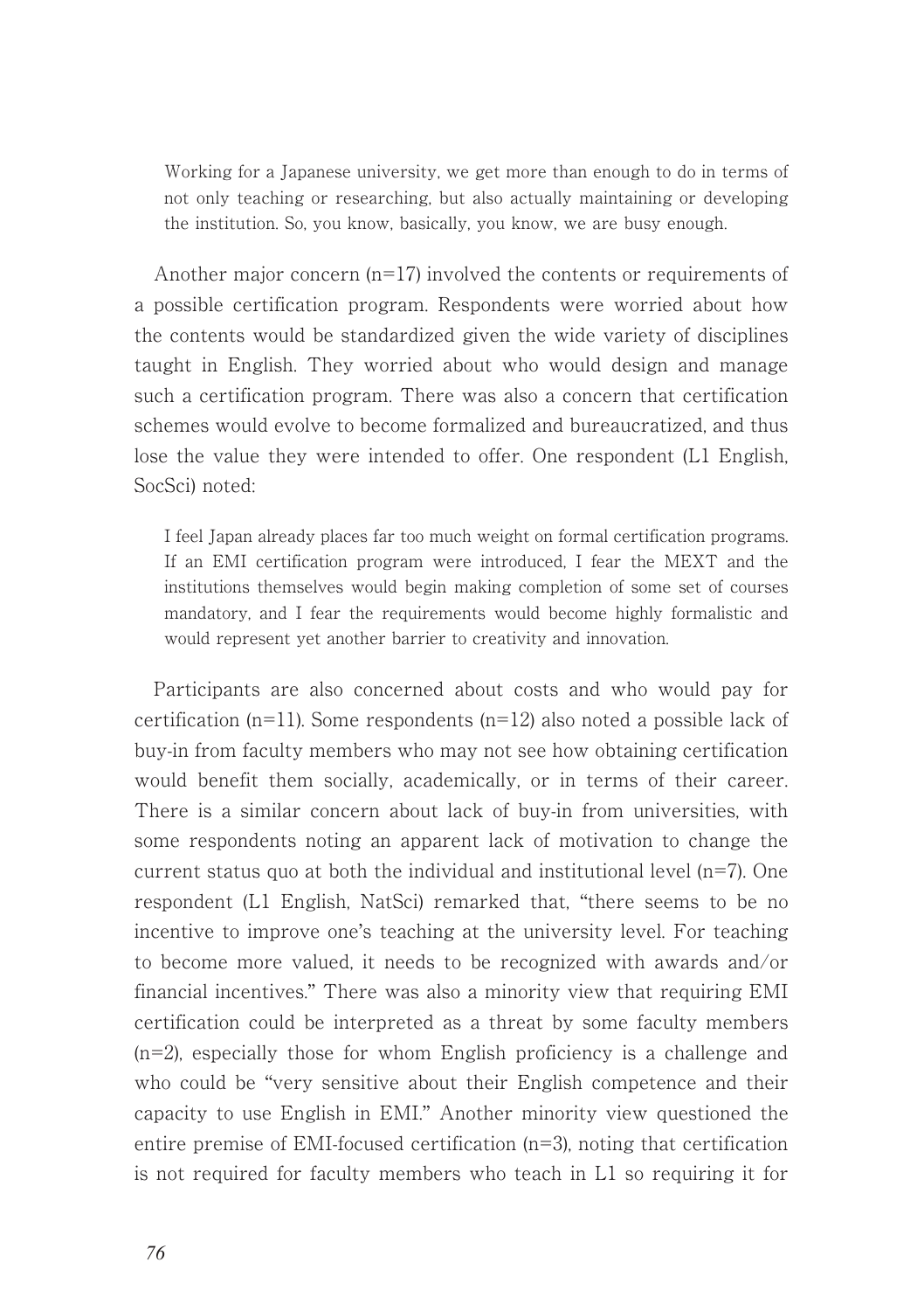> Working for a Japanese university, we get more than enough to do in terms of not only teaching or researching, but also actually maintaining or developing the institution. So, you know, basically, you know, we are busy enough.

Another major concern (n=17) involved the contents or requirements of a possible certification program. Respondents were worried about how the contents would be standardized given the wide variety of disciplines taught in English. They worried about who would design and manage such a certification program. There was also a concern that certification schemes would evolve to become formalized and bureaucratized, and thus lose the value they were intended to offer. One respondent (L1 English, SocSci) noted:

> I feel Japan already places far too much weight on formal certification programs. If an EMI certification program were introduced, I fear the MEXT and the institutions themselves would begin making completion of some set of courses mandatory, and I fear the requirements would become highly formalistic and would represent yet another barrier to creativity and innovation.

Participants are also concerned about costs and who would pay for certification (n=11). Some respondents (n=12) also noted a possible lack of buy-in from faculty members who may not see how obtaining certification would benefit them socially, academically, or in terms of their career. There is a similar concern about lack of buy-in from universities, with some respondents noting an apparent lack of motivation to change the current status quo at both the individual and institutional level (n=7). One respondent (L1 English, NatSci) remarked that, "there seems to be no incentive to improve one's teaching at the university level. For teaching to become more valued, it needs to be recognized with awards and/or financial incentives." There was also a minority view that requiring EMI certification could be interpreted as a threat by some faculty members (n=2), especially those for whom English proficiency is a challenge and who could be "very sensitive about their English competence and their capacity to use English in EMI." Another minority view questioned the entire premise of EMI-focused certification (n=3), noting that certification is not required for faculty members who teach in L1 so requiring it for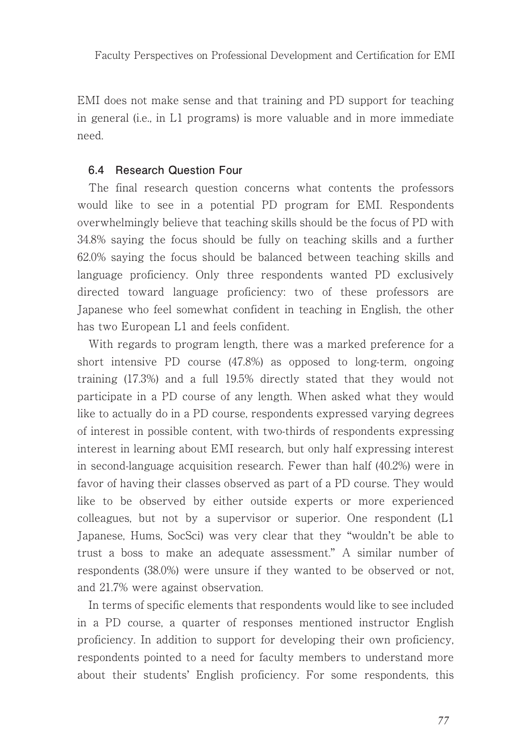EMI does not make sense and that training and PD support for teaching in general (i.e., in L1 programs) is more valuable and in more immediate need.

### 6.4 Research Question Four

The final research question concerns what contents the professors would like to see in a potential PD program for EMI. Respondents overwhelmingly believe that teaching skills should be the focus of PD with 34.8% saying the focus should be fully on teaching skills and a further 62.0% saying the focus should be balanced between teaching skills and language proficiency. Only three respondents wanted PD exclusively directed toward language proficiency: two of these professors are Japanese who feel somewhat confident in teaching in English, the other has two European L1 and feels confident.

With regards to program length, there was a marked preference for a short intensive PD course (47.8%) as opposed to long-term, ongoing training (17.3%) and a full 19.5% directly stated that they would not participate in a PD course of any length. When asked what they would like to actually do in a PD course, respondents expressed varying degrees of interest in possible content, with two-thirds of respondents expressing interest in learning about EMI research, but only half expressing interest in second-language acquisition research. Fewer than half (40.2%) were in favor of having their classes observed as part of a PD course. They would like to be observed by either outside experts or more experienced colleagues, but not by a supervisor or superior. One respondent (L1 Japanese, Hums, SocSci) was very clear that they "wouldn't be able to trust a boss to make an adequate assessment." A similar number of respondents (38.0%) were unsure if they wanted to be observed or not, and 21.7% were against observation.

In terms of specific elements that respondents would like to see included in a PD course, a quarter of responses mentioned instructor English proficiency. In addition to support for developing their own proficiency, respondents pointed to a need for faculty members to understand more about their students' English proficiency. For some respondents, this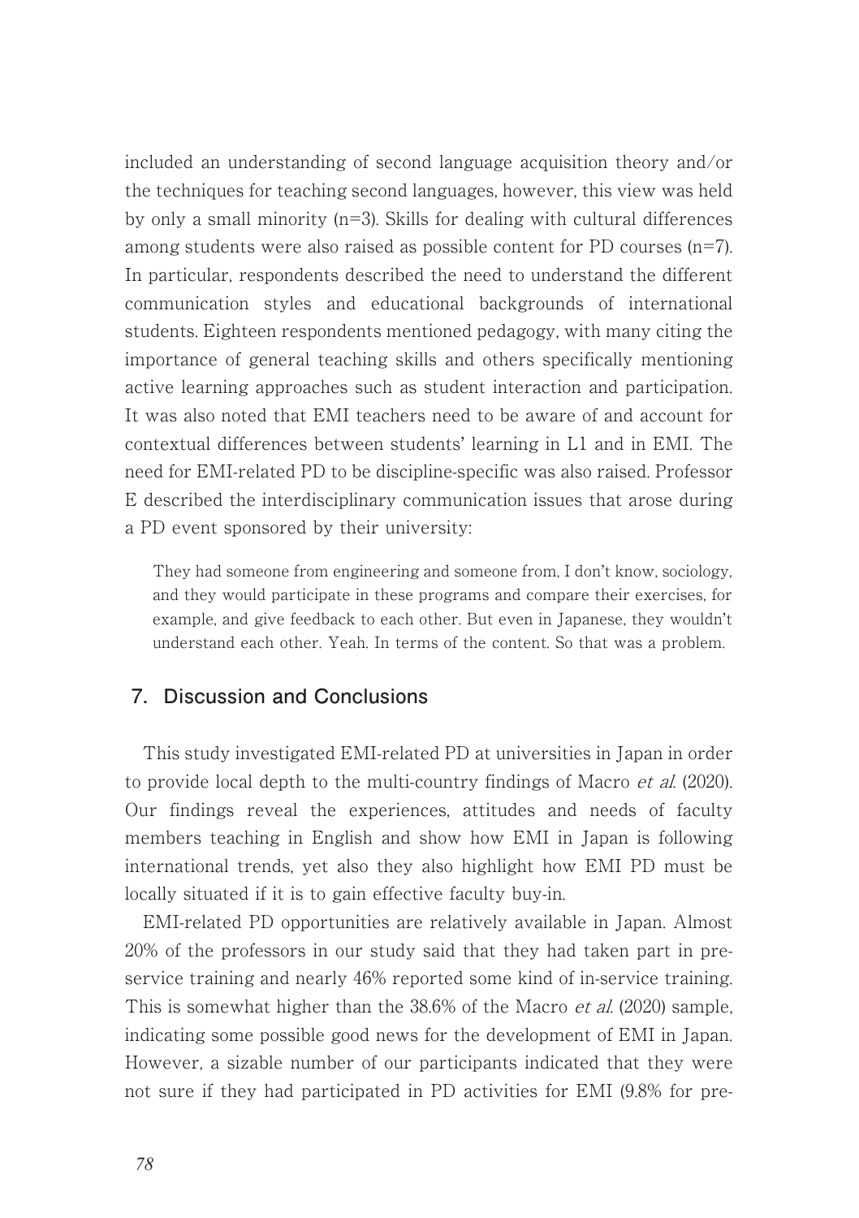included an understanding of second language acquisition theory and/or the techniques for teaching second languages, however, this view was held by only a small minority (n=3). Skills for dealing with cultural differences among students were also raised as possible content for PD courses (n=7). In particular, respondents described the need to understand the different communication styles and educational backgrounds of international students. Eighteen respondents mentioned pedagogy, with many citing the importance of general teaching skills and others specifically mentioning active learning approaches such as student interaction and participation. It was also noted that EMI teachers need to be aware of and account for contextual differences between students' learning in L1 and in EMI. The need for EMI-related PD to be discipline-specific was also raised. Professor E described the interdisciplinary communication issues that arose during a PD event sponsored by their university:

> They had someone from engineering and someone from, I don't know, sociology, and they would participate in these programs and compare their exercises, for example, and give feedback to each other. But even in Japanese, they wouldn't understand each other. Yeah. In terms of the content. So that was a problem.

## 7. Discussion and Conclusions

This study investigated EMI-related PD at universities in Japan in order to provide local depth to the multi-country findings of Macro *et al.* (2020). Our findings reveal the experiences, attitudes and needs of faculty members teaching in English and show how EMI in Japan is following international trends, yet also they also highlight how EMI PD must be locally situated if it is to gain effective faculty buy-in.

EMI-related PD opportunities are relatively available in Japan. Almost 20% of the professors in our study said that they had taken part in pre-service training and nearly 46% reported some kind of in-service training. This is somewhat higher than the 38.6% of the Macro *et al.* (2020) sample, indicating some possible good news for the development of EMI in Japan. However, a sizable number of our participants indicated that they were not sure if they had participated in PD activities for EMI (9.8% for pre-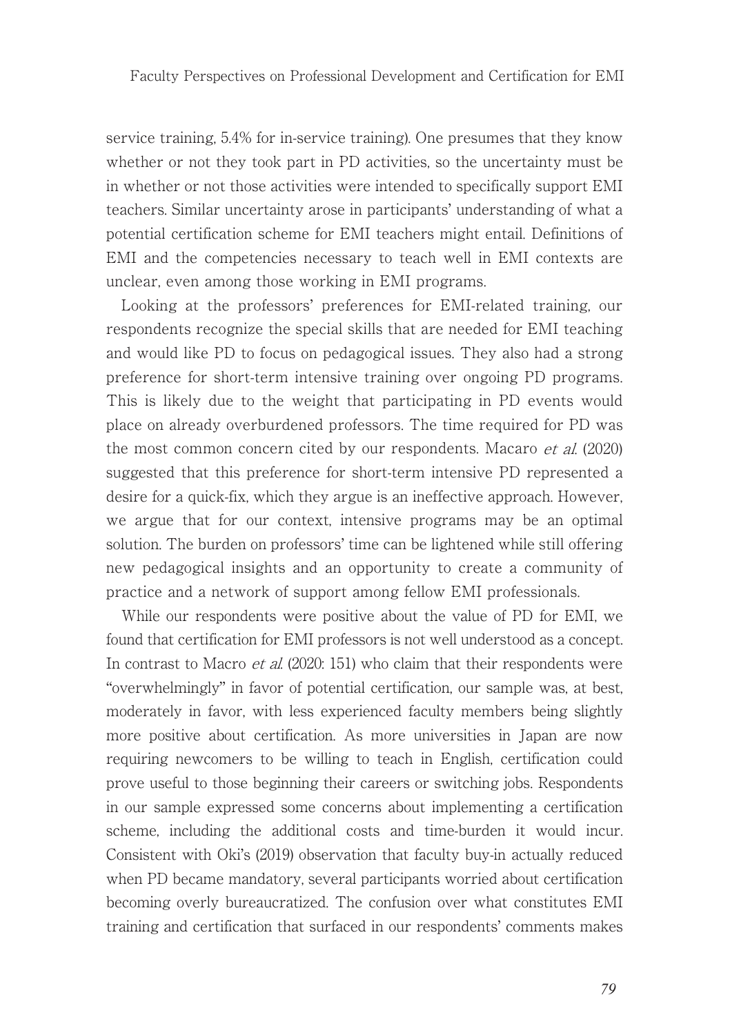service training, 5.4% for in-service training). One presumes that they know whether or not they took part in PD activities, so the uncertainty must be in whether or not those activities were intended to specifically support EMI teachers. Similar uncertainty arose in participants' understanding of what a potential certification scheme for EMI teachers might entail. Definitions of EMI and the competencies necessary to teach well in EMI contexts are unclear, even among those working in EMI programs.

Looking at the professors' preferences for EMI-related training, our respondents recognize the special skills that are needed for EMI teaching and would like PD to focus on pedagogical issues. They also had a strong preference for short-term intensive training over ongoing PD programs. This is likely due to the weight that participating in PD events would place on already overburdened professors. The time required for PD was the most common concern cited by our respondents. Macaro *et al.* (2020) suggested that this preference for short-term intensive PD represented a desire for a quick-fix, which they argue is an ineffective approach. However, we argue that for our context, intensive programs may be an optimal solution. The burden on professors' time can be lightened while still offering new pedagogical insights and an opportunity to create a community of practice and a network of support among fellow EMI professionals.

While our respondents were positive about the value of PD for EMI, we found that certification for EMI professors is not well understood as a concept. In contrast to Macro *et al.* (2020: 151) who claim that their respondents were "overwhelmingly" in favor of potential certification, our sample was, at best, moderately in favor, with less experienced faculty members being slightly more positive about certification. As more universities in Japan are now requiring newcomers to be willing to teach in English, certification could prove useful to those beginning their careers or switching jobs. Respondents in our sample expressed some concerns about implementing a certification scheme, including the additional costs and time-burden it would incur. Consistent with Oki's (2019) observation that faculty buy-in actually reduced when PD became mandatory, several participants worried about certification becoming overly bureaucratized. The confusion over what constitutes EMI training and certification that surfaced in our respondents' comments makes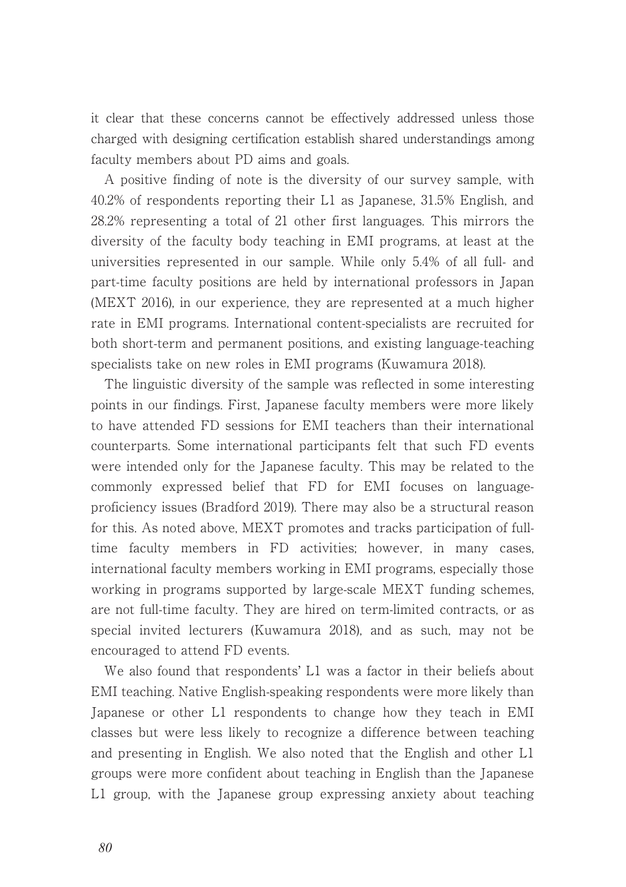it clear that these concerns cannot be effectively addressed unless those charged with designing certification establish shared understandings among faculty members about PD aims and goals.

A positive finding of note is the diversity of our survey sample, with 40.2% of respondents reporting their L1 as Japanese, 31.5% English, and 28.2% representing a total of 21 other first languages. This mirrors the diversity of the faculty body teaching in EMI programs, at least at the universities represented in our sample. While only 5.4% of all full- and part-time faculty positions are held by international professors in Japan (MEXT 2016), in our experience, they are represented at a much higher rate in EMI programs. International content-specialists are recruited for both short-term and permanent positions, and existing language-teaching specialists take on new roles in EMI programs (Kuwamura 2018).

The linguistic diversity of the sample was reflected in some interesting points in our findings. First, Japanese faculty members were more likely to have attended FD sessions for EMI teachers than their international counterparts. Some international participants felt that such FD events were intended only for the Japanese faculty. This may be related to the commonly expressed belief that FD for EMI focuses on language-proficiency issues (Bradford 2019). There may also be a structural reason for this. As noted above, MEXT promotes and tracks participation of full-time faculty members in FD activities; however, in many cases, international faculty members working in EMI programs, especially those working in programs supported by large-scale MEXT funding schemes, are not full-time faculty. They are hired on term-limited contracts, or as special invited lecturers (Kuwamura 2018), and as such, may not be encouraged to attend FD events.

We also found that respondents' L1 was a factor in their beliefs about EMI teaching. Native English-speaking respondents were more likely than Japanese or other L1 respondents to change how they teach in EMI classes but were less likely to recognize a difference between teaching and presenting in English. We also noted that the English and other L1 groups were more confident about teaching in English than the Japanese L1 group, with the Japanese group expressing anxiety about teaching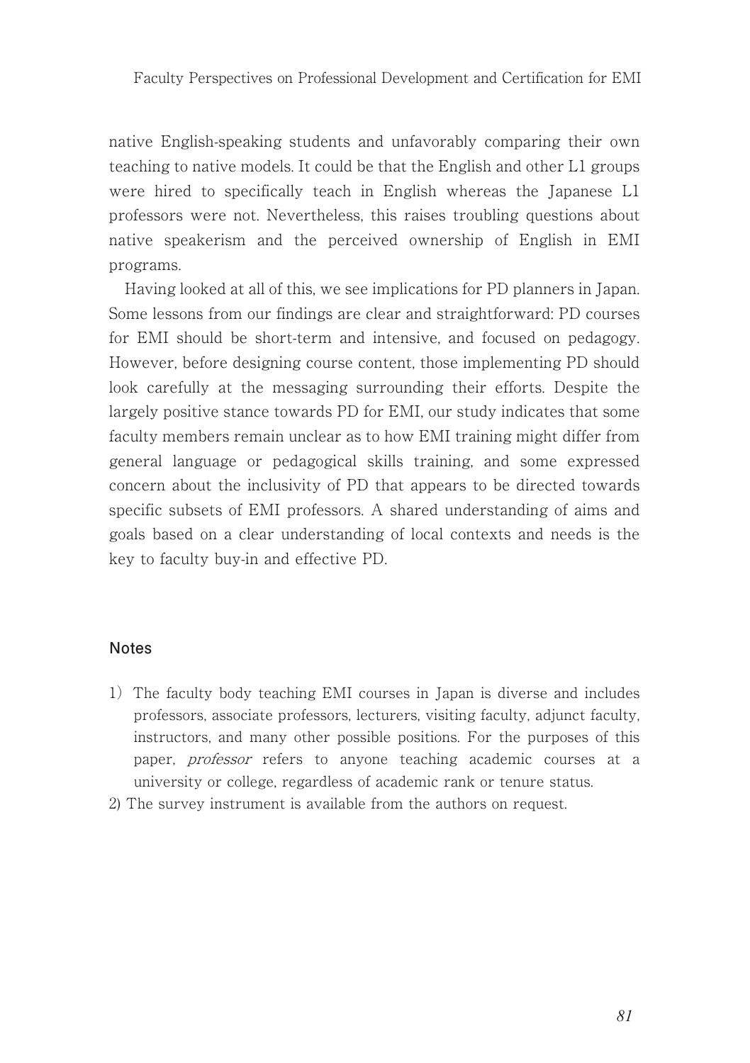native English-speaking students and unfavorably comparing their own teaching to native models. It could be that the English and other L1 groups were hired to specifically teach in English whereas the Japanese L1 professors were not. Nevertheless, this raises troubling questions about native speakerism and the perceived ownership of English in EMI programs.

Having looked at all of this, we see implications for PD planners in Japan. Some lessons from our findings are clear and straightforward: PD courses for EMI should be short-term and intensive, and focused on pedagogy. However, before designing course content, those implementing PD should look carefully at the messaging surrounding their efforts. Despite the largely positive stance towards PD for EMI, our study indicates that some faculty members remain unclear as to how EMI training might differ from general language or pedagogical skills training, and some expressed concern about the inclusivity of PD that appears to be directed towards specific subsets of EMI professors. A shared understanding of aims and goals based on a clear understanding of local contexts and needs is the key to faculty buy-in and effective PD.

## Notes

1) The faculty body teaching EMI courses in Japan is diverse and includes professors, associate professors, lecturers, visiting faculty, adjunct faculty, instructors, and many other possible positions. For the purposes of this paper, *professor* refers to anyone teaching academic courses at a university or college, regardless of academic rank or tenure status.

2) The survey instrument is available from the authors on request.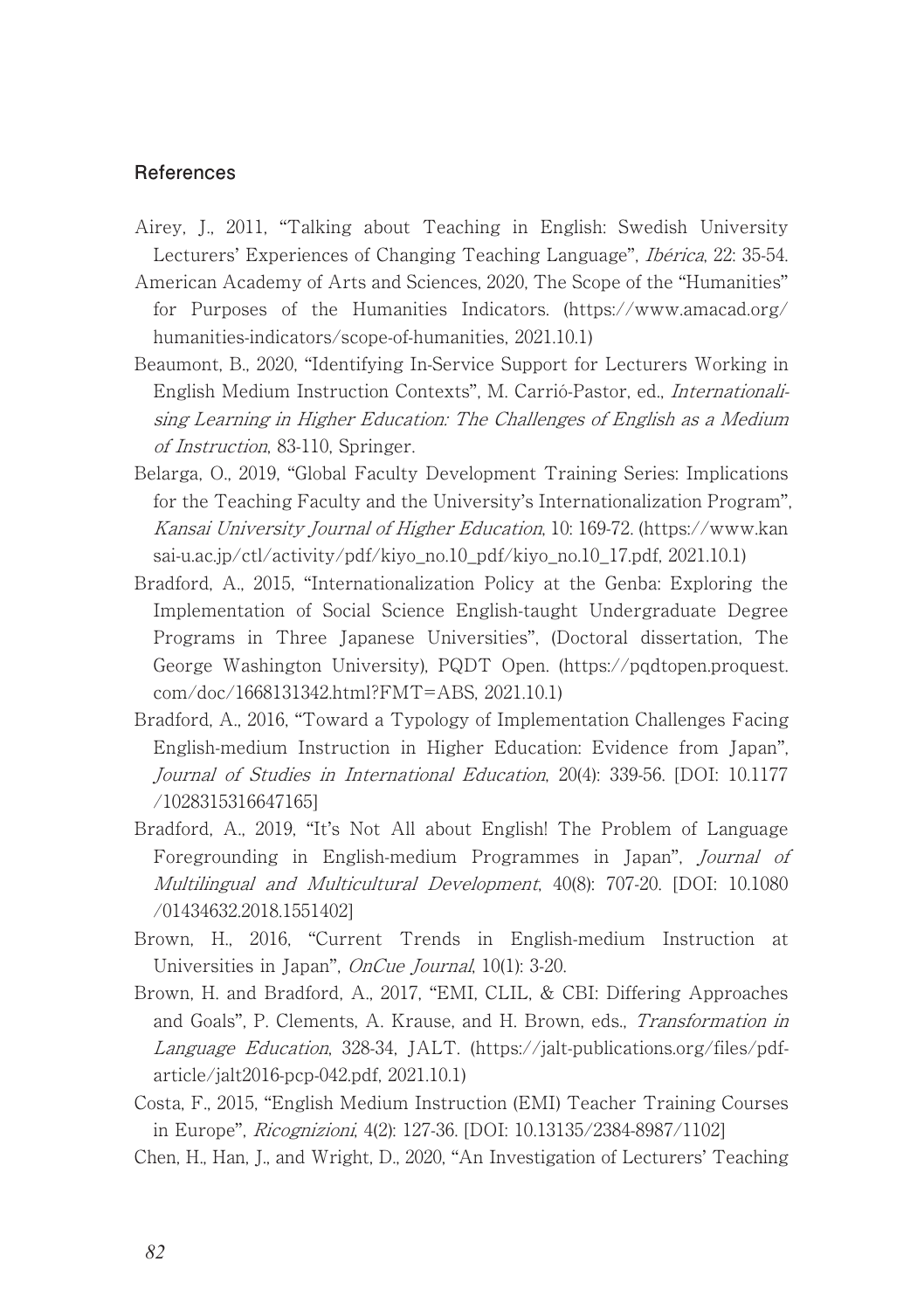## References

Airey, J., 2011, "Talking about Teaching in English: Swedish University Lecturers' Experiences of Changing Teaching Language", *Ibérica*, 22: 35-54.

American Academy of Arts and Sciences, 2020, The Scope of the "Humanities" for Purposes of the Humanities Indicators. (https://www.amacad.org/humanities-indicators/scope-of-humanities, 2021.10.1)

Beaumont, B., 2020, "Identifying In-Service Support for Lecturers Working in English Medium Instruction Contexts", M. Carrió-Pastor, ed., *Internationalising Learning in Higher Education: The Challenges of English as a Medium of Instruction*, 83-110, Springer.

Belarga, O., 2019, "Global Faculty Development Training Series: Implications for the Teaching Faculty and the University's Internationalization Program", *Kansai University Journal of Higher Education*, 10: 169-72. (https://www.kansai-u.ac.jp/ctl/activity/pdf/kiyo_no.10_pdf/kiyo_no.10_17.pdf, 2021.10.1)

Bradford, A., 2015, "Internationalization Policy at the Genba: Exploring the Implementation of Social Science English-taught Undergraduate Degree Programs in Three Japanese Universities", (Doctoral dissertation, The George Washington University), PQDT Open. (https://pqdtopen.proquest.com/doc/1668131342.html?FMT=ABS, 2021.10.1)

Bradford, A., 2016, "Toward a Typology of Implementation Challenges Facing English-medium Instruction in Higher Education: Evidence from Japan", *Journal of Studies in International Education*, 20(4): 339-56. [DOI: 10.1177/1028315316647165]

Bradford, A., 2019, "It's Not All about English! The Problem of Language Foregrounding in English-medium Programmes in Japan", *Journal of Multilingual and Multicultural Development*, 40(8): 707-20. [DOI: 10.1080/01434632.2018.1551402]

Brown, H., 2016, "Current Trends in English-medium Instruction at Universities in Japan", *OnCue Journal*, 10(1): 3-20.

Brown, H. and Bradford, A., 2017, "EMI, CLIL, & CBI: Differing Approaches and Goals", P. Clements, A. Krause, and H. Brown, eds., *Transformation in Language Education*, 328-34, JALT. (https://jalt-publications.org/files/pdf-article/jalt2016-pcp-042.pdf, 2021.10.1)

Costa, F., 2015, "English Medium Instruction (EMI) Teacher Training Courses in Europe", *Ricognizioni*, 4(2): 127-36. [DOI: 10.13135/2384-8987/1102]

Chen, H., Han, J., and Wright, D., 2020, "An Investigation of Lecturers' Teaching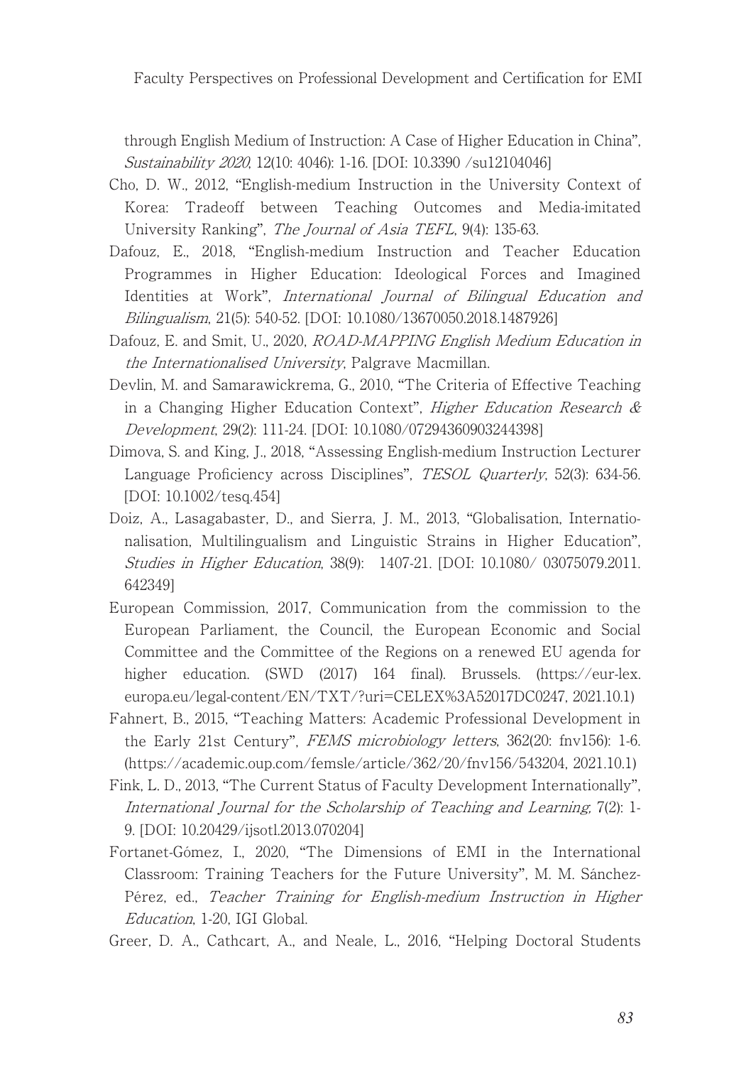through English Medium of Instruction: A Case of Higher Education in China", *Sustainability 2020*, 12(10: 4046): 1-16. [DOI: 10.3390 /su12104046]

Cho, D. W., 2012, "English-medium Instruction in the University Context of Korea: Tradeoff between Teaching Outcomes and Media-imitated University Ranking", *The Journal of Asia TEFL*, 9(4): 135-63.

Dafouz, E., 2018, "English-medium Instruction and Teacher Education Programmes in Higher Education: Ideological Forces and Imagined Identities at Work", *International Journal of Bilingual Education and Bilingualism*, 21(5): 540-52. [DOI: 10.1080/13670050.2018.1487926]

Dafouz, E. and Smit, U., 2020, *ROAD-MAPPING English Medium Education in the Internationalised University*, Palgrave Macmillan.

Devlin, M. and Samarawickrema, G., 2010, "The Criteria of Effective Teaching in a Changing Higher Education Context", *Higher Education Research & Development*, 29(2): 111-24. [DOI: 10.1080/07294360903244398]

Dimova, S. and King, J., 2018, "Assessing English-medium Instruction Lecturer Language Proficiency across Disciplines", *TESOL Quarterly*, 52(3): 634-56. [DOI: 10.1002/tesq.454]

Doiz, A., Lasagabaster, D., and Sierra, J. M., 2013, "Globalisation, Internationalisation, Multilingualism and Linguistic Strains in Higher Education", *Studies in Higher Education*, 38(9): 1407-21. [DOI: 10.1080/ 03075079.2011.642349]

European Commission, 2017, Communication from the commission to the European Parliament, the Council, the European Economic and Social Committee and the Committee of the Regions on a renewed EU agenda for higher education. (SWD (2017) 164 final). Brussels. (https://eur-lex.europa.eu/legal-content/EN/TXT/?uri=CELEX%3A52017DC0247, 2021.10.1)

Fahnert, B., 2015, "Teaching Matters: Academic Professional Development in the Early 21st Century", *FEMS microbiology letters*, 362(20: fnv156): 1-6. (https://academic.oup.com/femsle/article/362/20/fnv156/543204, 2021.10.1)

Fink, L. D., 2013, "The Current Status of Faculty Development Internationally", *International Journal for the Scholarship of Teaching and Learning*, 7(2): 1-9. [DOI: 10.20429/ijsotl.2013.070204]

Fortanet-Gómez, I., 2020, "The Dimensions of EMI in the International Classroom: Training Teachers for the Future University", M. M. Sánchez-Pérez, ed., *Teacher Training for English-medium Instruction in Higher Education*, 1-20, IGI Global.

Greer, D. A., Cathcart, A., and Neale, L., 2016, "Helping Doctoral Students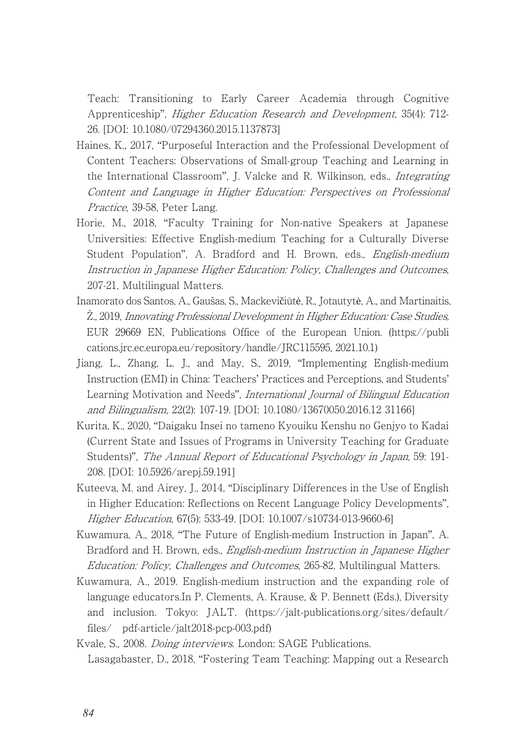Teach: Transitioning to Early Career Academia through Cognitive Apprenticeship", *Higher Education Research and Development*, 35(4): 712-26. [DOI: 10.1080/07294360.2015.1137873]

Haines, K., 2017, "Purposeful Interaction and the Professional Development of Content Teachers: Observations of Small-group Teaching and Learning in the International Classroom", J. Valcke and R. Wilkinson, eds., *Integrating Content and Language in Higher Education: Perspectives on Professional Practice*, 39-58, Peter Lang.

Horie, M., 2018, "Faculty Training for Non-native Speakers at Japanese Universities: Effective English-medium Teaching for a Culturally Diverse Student Population", A. Bradford and H. Brown, eds., *English-medium Instruction in Japanese Higher Education: Policy, Challenges and Outcomes*, 207-21, Multilingual Matters.

Inamorato dos Santos, A., Gaušas, S., Mackevičiūtė, R., Jotautytė, A., and Martinaitis, Ž., 2019, *Innovating Professional Development in Higher Education: Case Studies,* EUR 29669 EN, Publications Office of the European Union. (https://publications.jrc.ec.europa.eu/repository/handle/JRC115595, 2021.10.1)

Jiang, L., Zhang, L. J., and May, S., 2019, "Implementing English-medium Instruction (EMI) in China: Teachers' Practices and Perceptions, and Students' Learning Motivation and Needs", *International Journal of Bilingual Education and Bilingualism*, 22(2): 107-19. [DOI: 10.1080/13670050.2016.12 31166]

Kurita, K., 2020, "Daigaku Insei no tameno Kyouiku Kenshu no Genjyo to Kadai (Current State and Issues of Programs in University Teaching for Graduate Students)", *The Annual Report of Educational Psychology in Japan*, 59: 191-208. [DOI: 10.5926/arepj.59.191]

Kuteeva, M. and Airey, J., 2014, "Disciplinary Differences in the Use of English in Higher Education: Reflections on Recent Language Policy Developments", *Higher Education*, 67(5): 533-49. [DOI: 10.1007/s10734-013-9660-6]

Kuwamura, A., 2018, "The Future of English-medium Instruction in Japan", A. Bradford and H. Brown, eds., *English-medium Instruction in Japanese Higher Education: Policy, Challenges and Outcomes*, 265-82, Multilingual Matters.

Kuwamura, A., 2019. English-medium instruction and the expanding role of language educators.In P. Clements, A. Krause, & P. Bennett (Eds.), Diversity and inclusion. Tokyo: JALT. (https://jalt-publications.org/sites/default/files/ pdf-article/jalt2018-pcp-003.pdf)

Kvale, S., 2008. *Doing interviews*. London: SAGE Publications.

Lasagabaster, D., 2018, "Fostering Team Teaching: Mapping out a Research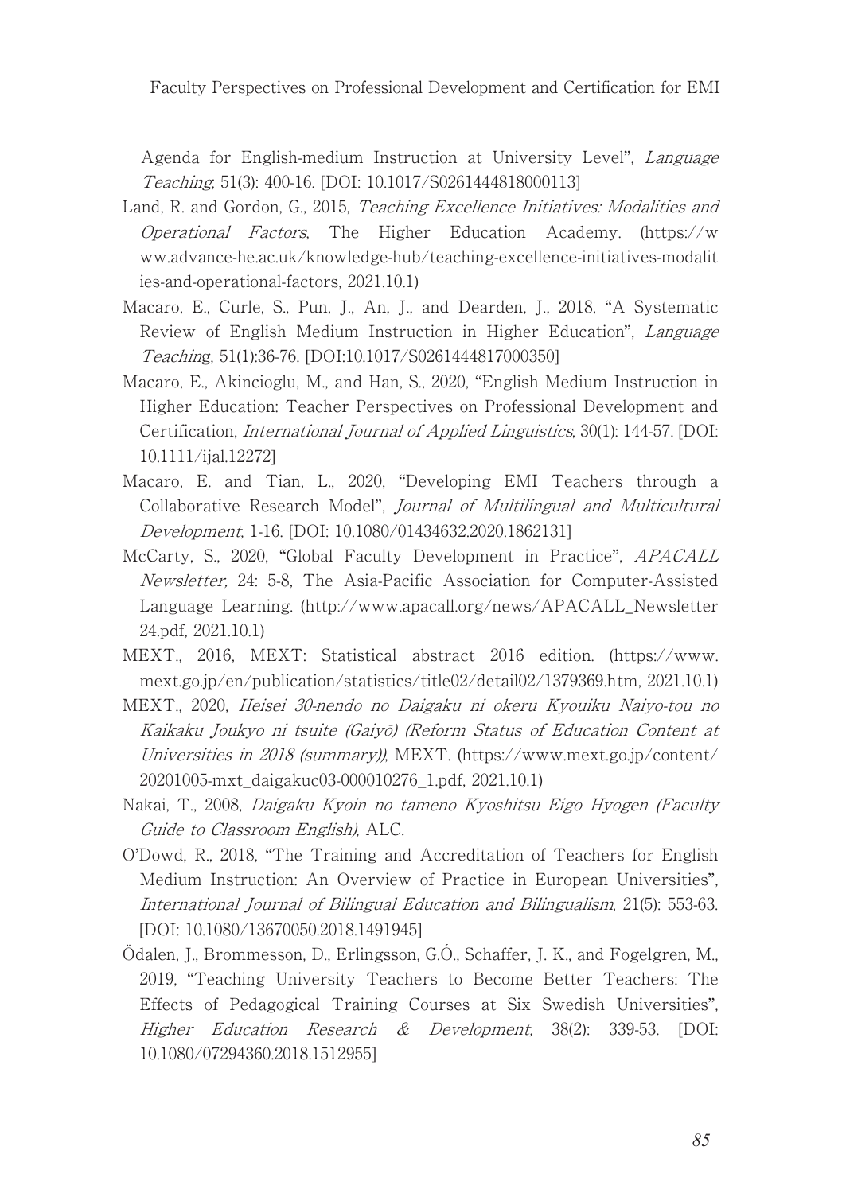Agenda for English-medium Instruction at University Level", *Language Teaching*, 51(3): 400-16. [DOI: 10.1017/S0261444818000113]

Land, R. and Gordon, G., 2015, *Teaching Excellence Initiatives: Modalities and Operational Factors*, The Higher Education Academy. (https://www.advance-he.ac.uk/knowledge-hub/teaching-excellence-initiatives-modalities-and-operational-factors, 2021.10.1)

Macaro, E., Curle, S., Pun, J., An, J., and Dearden, J., 2018, "A Systematic Review of English Medium Instruction in Higher Education", *Language Teaching*, 51(1):36-76. [DOI:10.1017/S0261444817000350]

Macaro, E., Akincioglu, M., and Han, S., 2020, "English Medium Instruction in Higher Education: Teacher Perspectives on Professional Development and Certification, *International Journal of Applied Linguistics*, 30(1): 144-57. [DOI: 10.1111/ijal.12272]

Macaro, E. and Tian, L., 2020, "Developing EMI Teachers through a Collaborative Research Model", *Journal of Multilingual and Multicultural Development*, 1-16. [DOI: 10.1080/01434632.2020.1862131]

McCarty, S., 2020, "Global Faculty Development in Practice", *APACALL Newsletter,* 24: 5-8, The Asia-Pacific Association for Computer-Assisted Language Learning. (http://www.apacall.org/news/APACALL_Newsletter24.pdf, 2021.10.1)

MEXT., 2016, MEXT: Statistical abstract 2016 edition. (https://www.mext.go.jp/en/publication/statistics/title02/detail02/1379369.htm, 2021.10.1)

MEXT., 2020, *Heisei 30-nendo no Daigaku ni okeru Kyouiku Naiyo-tou no Kaikaku Joukyo ni tsuite (Gaiyō) (Reform Status of Education Content at Universities in 2018 (summary))*, MEXT. (https://www.mext.go.jp/content/20201005-mxt_daigakuc03-000010276_1.pdf, 2021.10.1)

Nakai, T., 2008, *Daigaku Kyoin no tameno Kyoshitsu Eigo Hyogen (Faculty Guide to Classroom English)*, ALC.

O'Dowd, R., 2018, "The Training and Accreditation of Teachers for English Medium Instruction: An Overview of Practice in European Universities", *International Journal of Bilingual Education and Bilingualism*, 21(5): 553-63. [DOI: 10.1080/13670050.2018.1491945]

Ödalen, J., Brommesson, D., Erlingsson, G.Ó., Schaffer, J. K., and Fogelgren, M., 2019, "Teaching University Teachers to Become Better Teachers: The Effects of Pedagogical Training Courses at Six Swedish Universities", *Higher Education Research & Development,* 38(2): 339-53. [DOI: 10.1080/07294360.2018.1512955]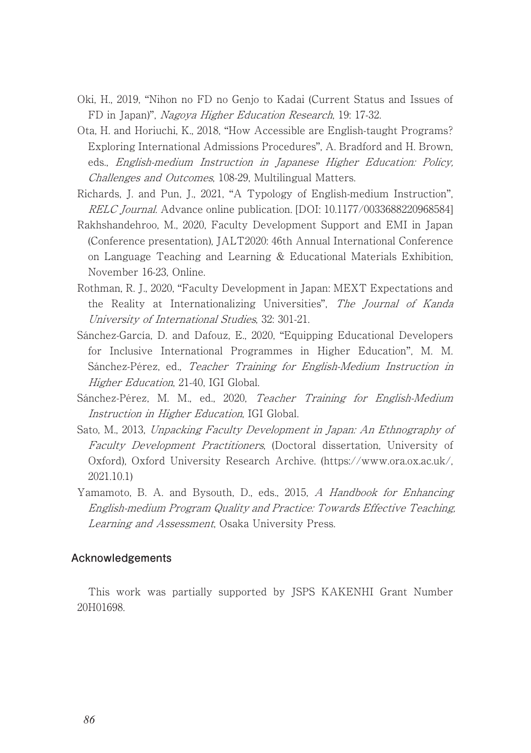Oki, H., 2019, "Nihon no FD no Genjo to Kadai (Current Status and Issues of FD in Japan)", *Nagoya Higher Education Research*, 19: 17-32.

Ota, H. and Horiuchi, K., 2018, "How Accessible are English-taught Programs? Exploring International Admissions Procedures", A. Bradford and H. Brown, eds., *English-medium Instruction in Japanese Higher Education: Policy, Challenges and Outcomes*, 108-29, Multilingual Matters.

Richards, J. and Pun, J., 2021, "A Typology of English-medium Instruction", *RELC Journal*. Advance online publication. [DOI: 10.1177/0033688220968584]

Rakhshandehroo, M., 2020, Faculty Development Support and EMI in Japan (Conference presentation), JALT2020: 46th Annual International Conference on Language Teaching and Learning & Educational Materials Exhibition, November 16-23, Online.

Rothman, R. J., 2020, "Faculty Development in Japan: MEXT Expectations and the Reality at Internationalizing Universities", *The Journal of Kanda University of International Studies*, 32: 301-21.

Sánchez-García, D. and Dafouz, E., 2020, "Equipping Educational Developers for Inclusive International Programmes in Higher Education", M. M. Sánchez-Pérez, ed., *Teacher Training for English-Medium Instruction in Higher Education*, 21-40, IGI Global.

Sánchez-Pérez, M. M., ed., 2020, *Teacher Training for English-Medium Instruction in Higher Education*, IGI Global.

Sato, M., 2013, *Unpacking Faculty Development in Japan: An Ethnography of Faculty Development Practitioners*, (Doctoral dissertation, University of Oxford), Oxford University Research Archive. (https://www.ora.ox.ac.uk/, 2021.10.1)

Yamamoto, B. A. and Bysouth, D., eds., 2015, *A Handbook for Enhancing English-medium Program Quality and Practice: Towards Effective Teaching, Learning and Assessment*, Osaka University Press.

## Acknowledgements

This work was partially supported by JSPS KAKENHI Grant Number 20H01698.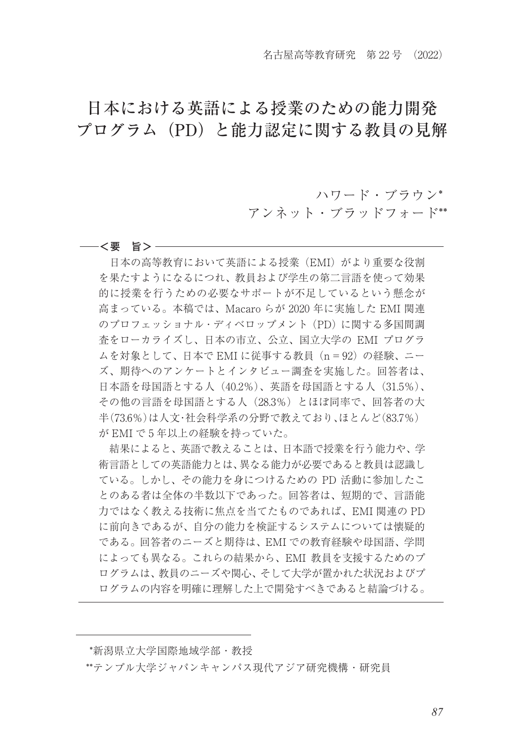# 日本における英語による授業のための能力開発プログラム（PD）と能力認定に関する教員の見解

ハワード・ブラウン*
アンネット・ブラッドフォード**

**＜要　旨＞**

日本の高等教育において英語による授業（EMI）がより重要な役割を果たすようになるにつれ、教員および学生の第二言語を使って効果的に授業を行うための必要なサポートが不足しているという懸念が高まっている。本稿では、Macaro らが 2020 年に実施した EMI 関連のプロフェッショナル・ディベロップメント（PD）に関する多国間調査をローカライズし、日本の市立、公立、国立大学の EMI プログラムを対象として、日本で EMI に従事する教員（n = 92）の経験、ニーズ、期待へのアンケートとインタビュー調査を実施した。回答者は、日本語を母国語とする人（40.2%）、英語を母国語とする人（31.5%）、その他の言語を母国語とする人（28.3%）とほぼ同率で、回答者の大半(73.6%)は人文･社会科学系の分野で教えており､ほとんど(83.7%)が EMI で 5 年以上の経験を持っていた。

結果によると、英語で教えることは、日本語で授業を行う能力や、学術言語としての英語能力とは、異なる能力が必要であると教員は認識している。しかし、その能力を身につけるための PD 活動に参加したことのある者は全体の半数以下であった。回答者は、短期的で、言語能力ではなく教える技術に焦点を当てたものであれば、EMI 関連の PD に前向きであるが、自分の能力を検証するシステムについては懐疑的である。回答者のニーズと期待は、EMI での教育経験や母国語、学問によっても異なる。これらの結果から、EMI 教員を支援するためのプログラムは、教員のニーズや関心、そして大学が置かれた状況およびプログラムの内容を明確に理解した上で開発すべきであると結論づける。

---

*新潟県立大学国際地域学部・教授

**テンプル大学ジャパンキャンパス現代アジア研究機構・研究員